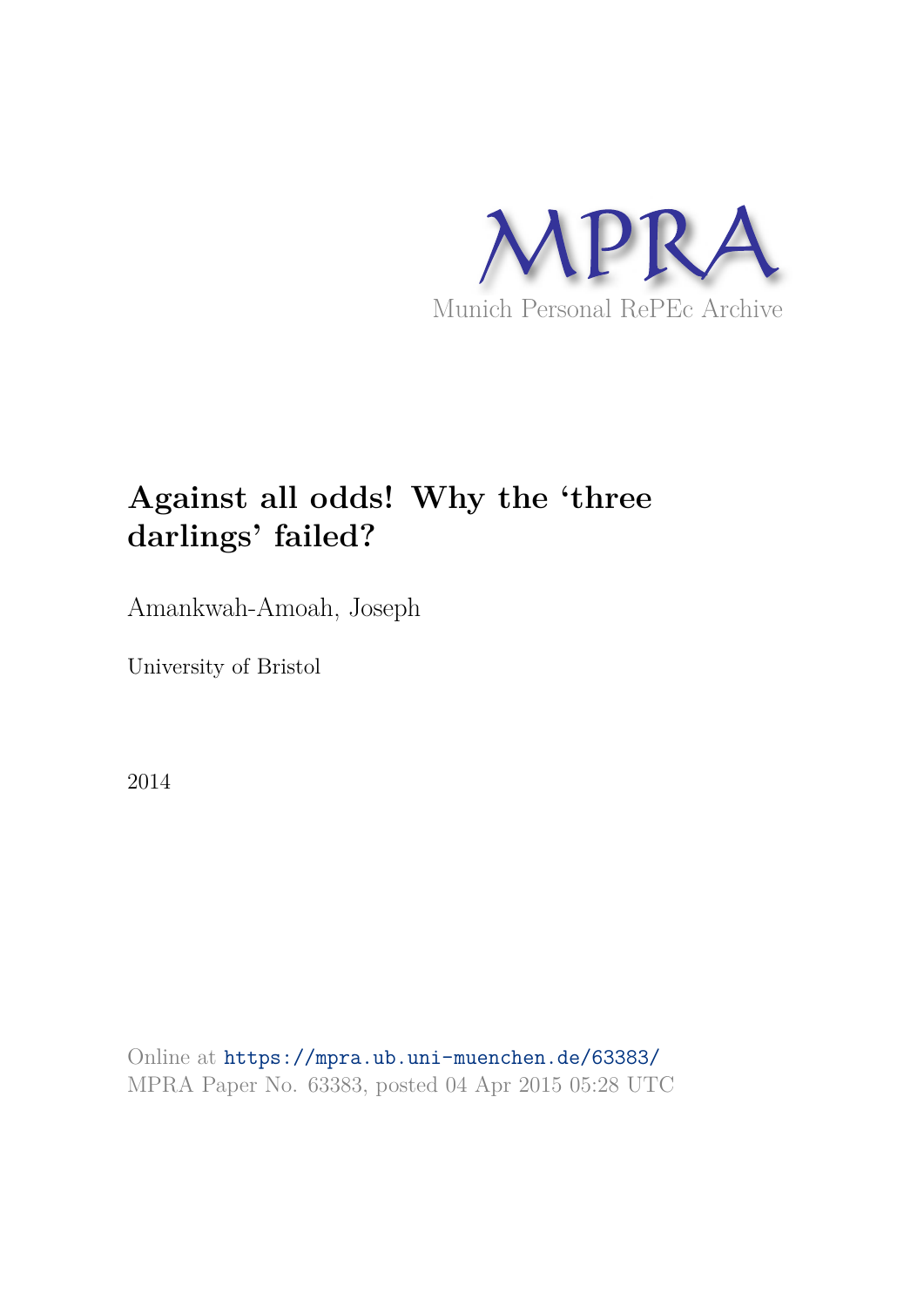MPRA

Munich Personal RePEc Archive

# Against all odds! Why the 'three darlings' failed?

Amankwah-Amoah, Joseph

University of Bristol

2014

Online at https://mpra.ub.uni-muenchen.de/63383/
MPRA Paper No. 63383, posted 04 Apr 2015 05:28 UTC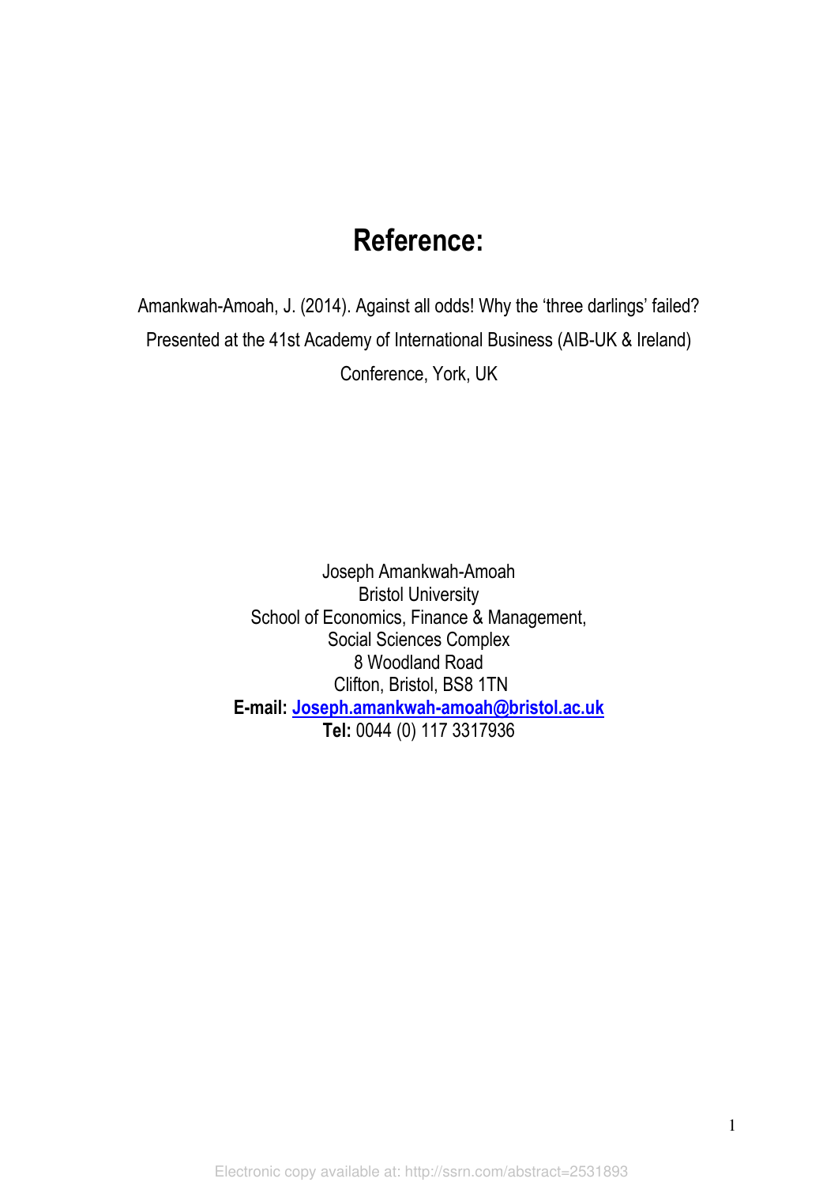# Reference:

Amankwah-Amoah, J. (2014). Against all odds! Why the 'three darlings' failed? Presented at the 41st Academy of International Business (AIB-UK & Ireland) Conference, York, UK

Joseph Amankwah-Amoah
Bristol University
School of Economics, Finance & Management,
Social Sciences Complex
8 Woodland Road
Clifton, Bristol, BS8 1TN
**E-mail:** Joseph.amankwah-amoah@bristol.ac.uk
**Tel:** 0044 (0) 117 3317936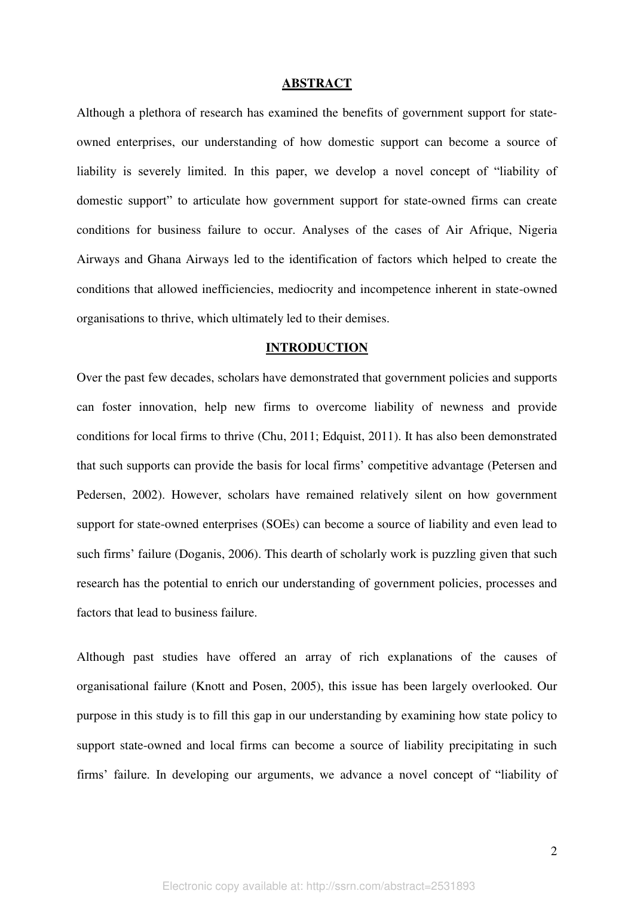## ABSTRACT

Although a plethora of research has examined the benefits of government support for state-owned enterprises, our understanding of how domestic support can become a source of liability is severely limited. In this paper, we develop a novel concept of "liability of domestic support" to articulate how government support for state-owned firms can create conditions for business failure to occur. Analyses of the cases of Air Afrique, Nigeria Airways and Ghana Airways led to the identification of factors which helped to create the conditions that allowed inefficiencies, mediocrity and incompetence inherent in state-owned organisations to thrive, which ultimately led to their demises.

## INTRODUCTION

Over the past few decades, scholars have demonstrated that government policies and supports can foster innovation, help new firms to overcome liability of newness and provide conditions for local firms to thrive (Chu, 2011; Edquist, 2011). It has also been demonstrated that such supports can provide the basis for local firms' competitive advantage (Petersen and Pedersen, 2002). However, scholars have remained relatively silent on how government support for state-owned enterprises (SOEs) can become a source of liability and even lead to such firms' failure (Doganis, 2006). This dearth of scholarly work is puzzling given that such research has the potential to enrich our understanding of government policies, processes and factors that lead to business failure.

Although past studies have offered an array of rich explanations of the causes of organisational failure (Knott and Posen, 2005), this issue has been largely overlooked. Our purpose in this study is to fill this gap in our understanding by examining how state policy to support state-owned and local firms can become a source of liability precipitating in such firms' failure. In developing our arguments, we advance a novel concept of "liability of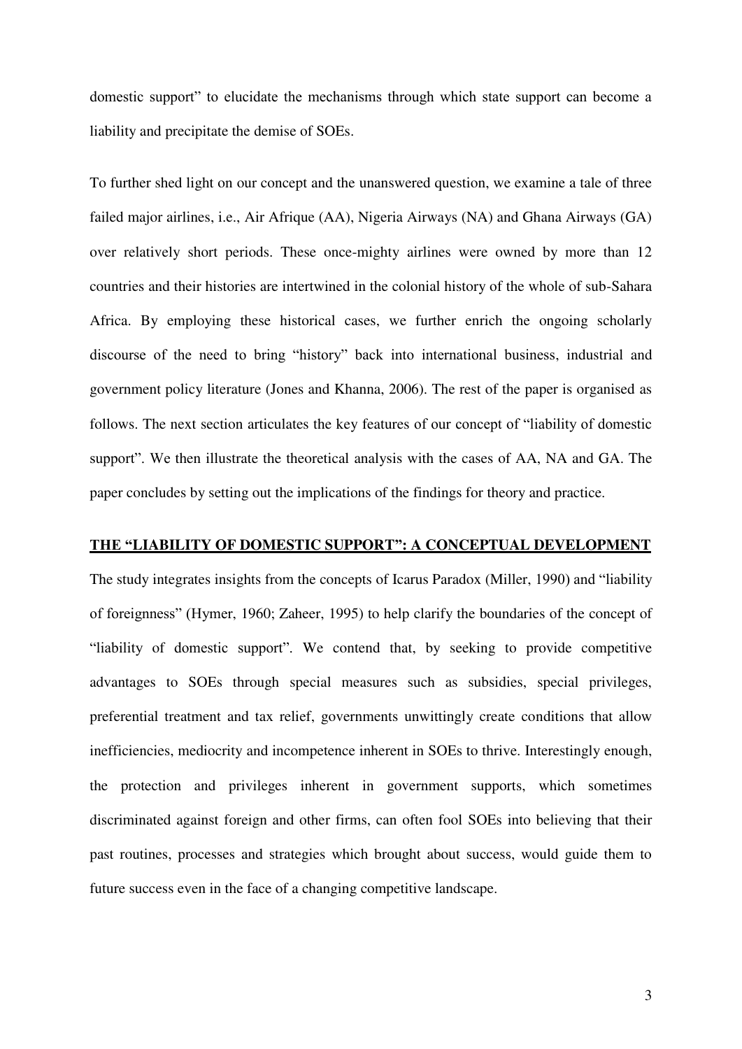domestic support" to elucidate the mechanisms through which state support can become a liability and precipitate the demise of SOEs.

To further shed light on our concept and the unanswered question, we examine a tale of three failed major airlines, i.e., Air Afrique (AA), Nigeria Airways (NA) and Ghana Airways (GA) over relatively short periods. These once-mighty airlines were owned by more than 12 countries and their histories are intertwined in the colonial history of the whole of sub-Sahara Africa. By employing these historical cases, we further enrich the ongoing scholarly discourse of the need to bring "history" back into international business, industrial and government policy literature (Jones and Khanna, 2006). The rest of the paper is organised as follows. The next section articulates the key features of our concept of "liability of domestic support". We then illustrate the theoretical analysis with the cases of AA, NA and GA. The paper concludes by setting out the implications of the findings for theory and practice.

## THE "LIABILITY OF DOMESTIC SUPPORT": A CONCEPTUAL DEVELOPMENT

The study integrates insights from the concepts of Icarus Paradox (Miller, 1990) and "liability of foreignness" (Hymer, 1960; Zaheer, 1995) to help clarify the boundaries of the concept of "liability of domestic support". We contend that, by seeking to provide competitive advantages to SOEs through special measures such as subsidies, special privileges, preferential treatment and tax relief, governments unwittingly create conditions that allow inefficiencies, mediocrity and incompetence inherent in SOEs to thrive. Interestingly enough, the protection and privileges inherent in government supports, which sometimes discriminated against foreign and other firms, can often fool SOEs into believing that their past routines, processes and strategies which brought about success, would guide them to future success even in the face of a changing competitive landscape.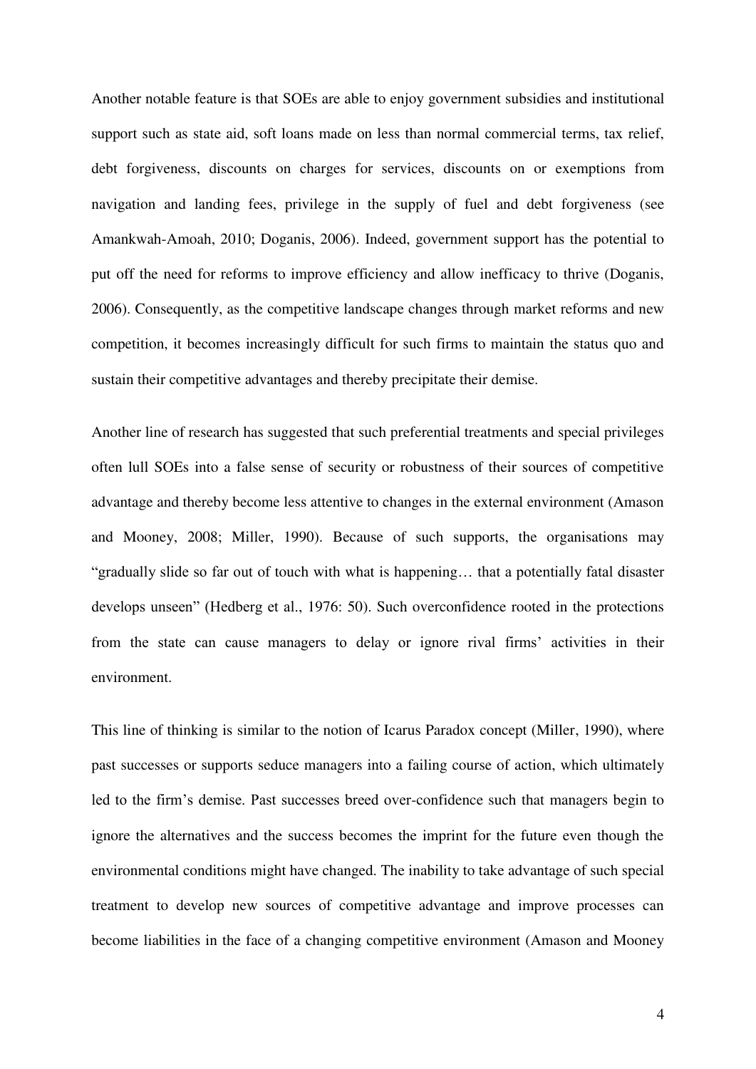Another notable feature is that SOEs are able to enjoy government subsidies and institutional support such as state aid, soft loans made on less than normal commercial terms, tax relief, debt forgiveness, discounts on charges for services, discounts on or exemptions from navigation and landing fees, privilege in the supply of fuel and debt forgiveness (see Amankwah-Amoah, 2010; Doganis, 2006). Indeed, government support has the potential to put off the need for reforms to improve efficiency and allow inefficacy to thrive (Doganis, 2006). Consequently, as the competitive landscape changes through market reforms and new competition, it becomes increasingly difficult for such firms to maintain the status quo and sustain their competitive advantages and thereby precipitate their demise.

Another line of research has suggested that such preferential treatments and special privileges often lull SOEs into a false sense of security or robustness of their sources of competitive advantage and thereby become less attentive to changes in the external environment (Amason and Mooney, 2008; Miller, 1990). Because of such supports, the organisations may "gradually slide so far out of touch with what is happening… that a potentially fatal disaster develops unseen" (Hedberg et al., 1976: 50). Such overconfidence rooted in the protections from the state can cause managers to delay or ignore rival firms' activities in their environment.

This line of thinking is similar to the notion of Icarus Paradox concept (Miller, 1990), where past successes or supports seduce managers into a failing course of action, which ultimately led to the firm's demise. Past successes breed over-confidence such that managers begin to ignore the alternatives and the success becomes the imprint for the future even though the environmental conditions might have changed. The inability to take advantage of such special treatment to develop new sources of competitive advantage and improve processes can become liabilities in the face of a changing competitive environment (Amason and Mooney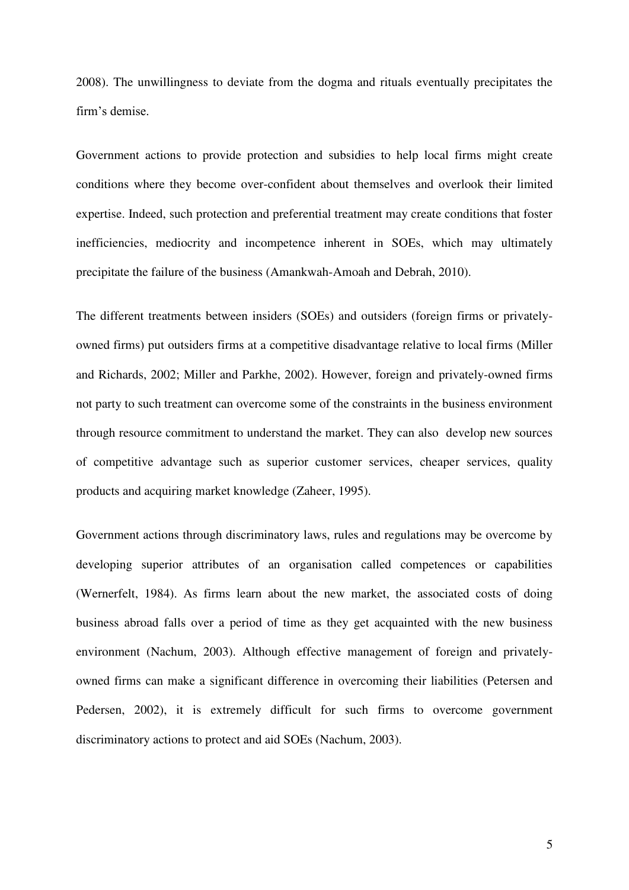2008). The unwillingness to deviate from the dogma and rituals eventually precipitates the firm's demise.

Government actions to provide protection and subsidies to help local firms might create conditions where they become over-confident about themselves and overlook their limited expertise. Indeed, such protection and preferential treatment may create conditions that foster inefficiencies, mediocrity and incompetence inherent in SOEs, which may ultimately precipitate the failure of the business (Amankwah-Amoah and Debrah, 2010).

The different treatments between insiders (SOEs) and outsiders (foreign firms or privately-owned firms) put outsiders firms at a competitive disadvantage relative to local firms (Miller and Richards, 2002; Miller and Parkhe, 2002). However, foreign and privately-owned firms not party to such treatment can overcome some of the constraints in the business environment through resource commitment to understand the market. They can also develop new sources of competitive advantage such as superior customer services, cheaper services, quality products and acquiring market knowledge (Zaheer, 1995).

Government actions through discriminatory laws, rules and regulations may be overcome by developing superior attributes of an organisation called competences or capabilities (Wernerfelt, 1984). As firms learn about the new market, the associated costs of doing business abroad falls over a period of time as they get acquainted with the new business environment (Nachum, 2003). Although effective management of foreign and privately-owned firms can make a significant difference in overcoming their liabilities (Petersen and Pedersen, 2002), it is extremely difficult for such firms to overcome government discriminatory actions to protect and aid SOEs (Nachum, 2003).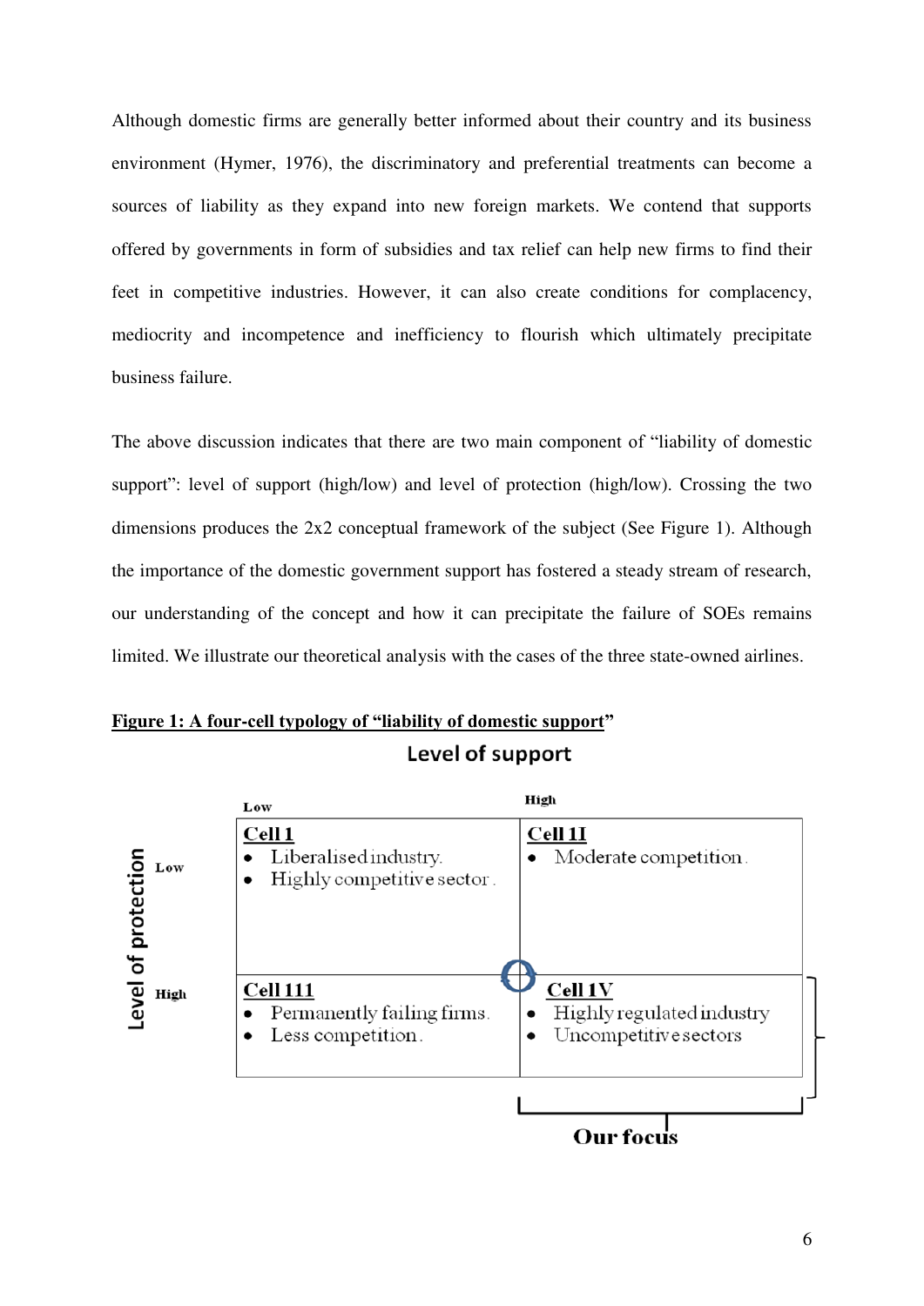Although domestic firms are generally better informed about their country and its business environment (Hymer, 1976), the discriminatory and preferential treatments can become a sources of liability as they expand into new foreign markets. We contend that supports offered by governments in form of subsidies and tax relief can help new firms to find their feet in competitive industries. However, it can also create conditions for complacency, mediocrity and incompetence and inefficiency to flourish which ultimately precipitate business failure.

The above discussion indicates that there are two main component of "liability of domestic support": level of support (high/low) and level of protection (high/low). Crossing the two dimensions produces the 2x2 conceptual framework of the subject (See Figure 1). Although the importance of the domestic government support has fostered a steady stream of research, our understanding of the concept and how it can precipitate the failure of SOEs remains limited. We illustrate our theoretical analysis with the cases of the three state-owned airlines.

**Figure 1: A four-cell typology of "liability of domestic support"**

| Level of protection \ Level of support | Low | High |
|---|---|---|
| **Low** | **Cell 1**<br>• Liberalised industry.<br>• Highly competitive sector. | **Cell 1I**<br>• Moderate competition. |
| **High** | **Cell 111**<br>• Permanently failing firms.<br>• Less competition. | **Cell 1V**<br>• Highly regulated industry<br>• Uncompetitive sectors |

Our focus: Cell 1V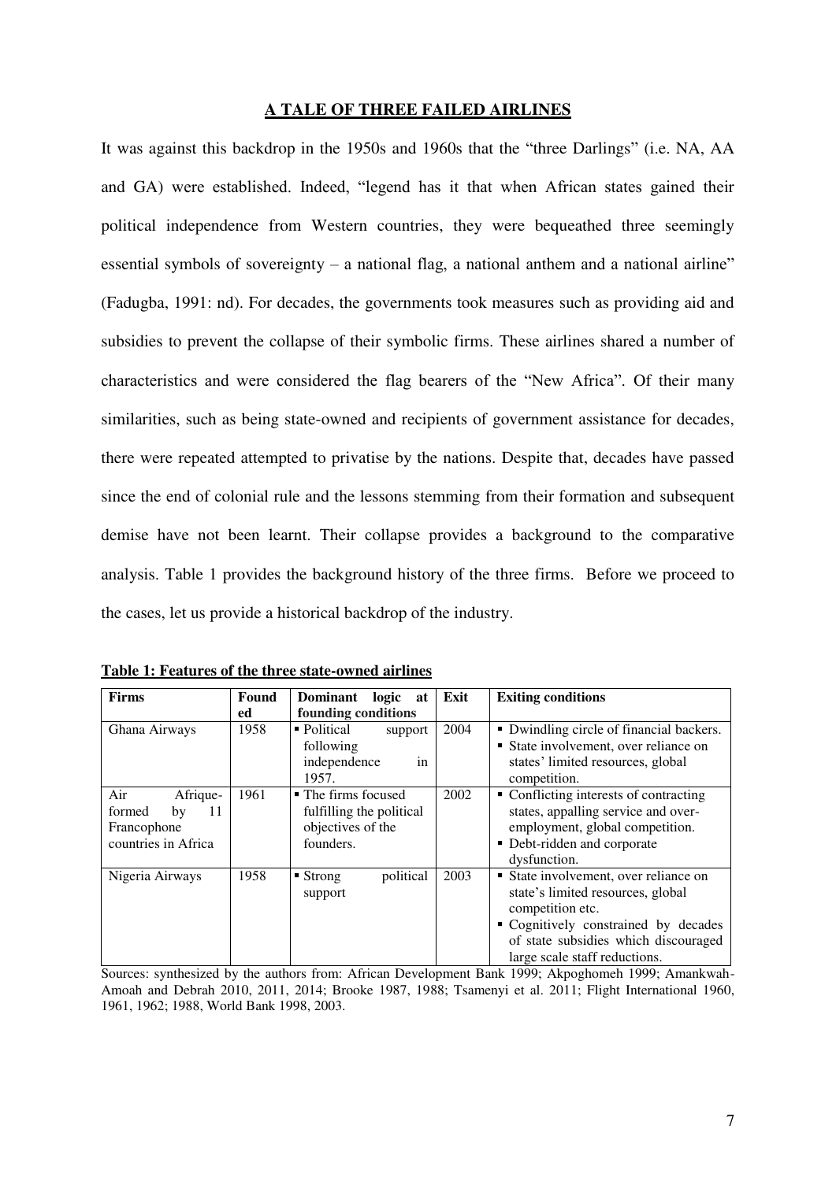## A TALE OF THREE FAILED AIRLINES

It was against this backdrop in the 1950s and 1960s that the "three Darlings" (i.e. NA, AA and GA) were established. Indeed, "legend has it that when African states gained their political independence from Western countries, they were bequeathed three seemingly essential symbols of sovereignty – a national flag, a national anthem and a national airline" (Fadugba, 1991: nd). For decades, the governments took measures such as providing aid and subsidies to prevent the collapse of their symbolic firms. These airlines shared a number of characteristics and were considered the flag bearers of the "New Africa". Of their many similarities, such as being state-owned and recipients of government assistance for decades, there were repeated attempted to privatise by the nations. Despite that, decades have passed since the end of colonial rule and the lessons stemming from their formation and subsequent demise have not been learnt. Their collapse provides a background to the comparative analysis. Table 1 provides the background history of the three firms. Before we proceed to the cases, let us provide a historical backdrop of the industry.

**Table 1: Features of the three state-owned airlines**

| Firms | Founded | Dominant logic at founding conditions | Exit | Exiting conditions |
|---|---|---|---|---|
| Ghana Airways | 1958 | ▪ Political support following independence in 1957. | 2004 | ▪ Dwindling circle of financial backers. ▪ State involvement, over reliance on states' limited resources, global competition. |
| Air Afrique- formed by 11 Francophone countries in Africa | 1961 | ▪ The firms focused fulfilling the political objectives of the founders. | 2002 | ▪ Conflicting interests of contracting states, appalling service and over-employment, global competition. ▪ Debt-ridden and corporate dysfunction. |
| Nigeria Airways | 1958 | ▪ Strong political support | 2003 | ▪ State involvement, over reliance on state's limited resources, global competition etc. ▪ Cognitively constrained by decades of state subsidies which discouraged large scale staff reductions. |

Sources: synthesized by the authors from: African Development Bank 1999; Akpoghomeh 1999; Amankwah-Amoah and Debrah 2010, 2011, 2014; Brooke 1987, 1988; Tsamenyi et al. 2011; Flight International 1960, 1961, 1962; 1988, World Bank 1998, 2003.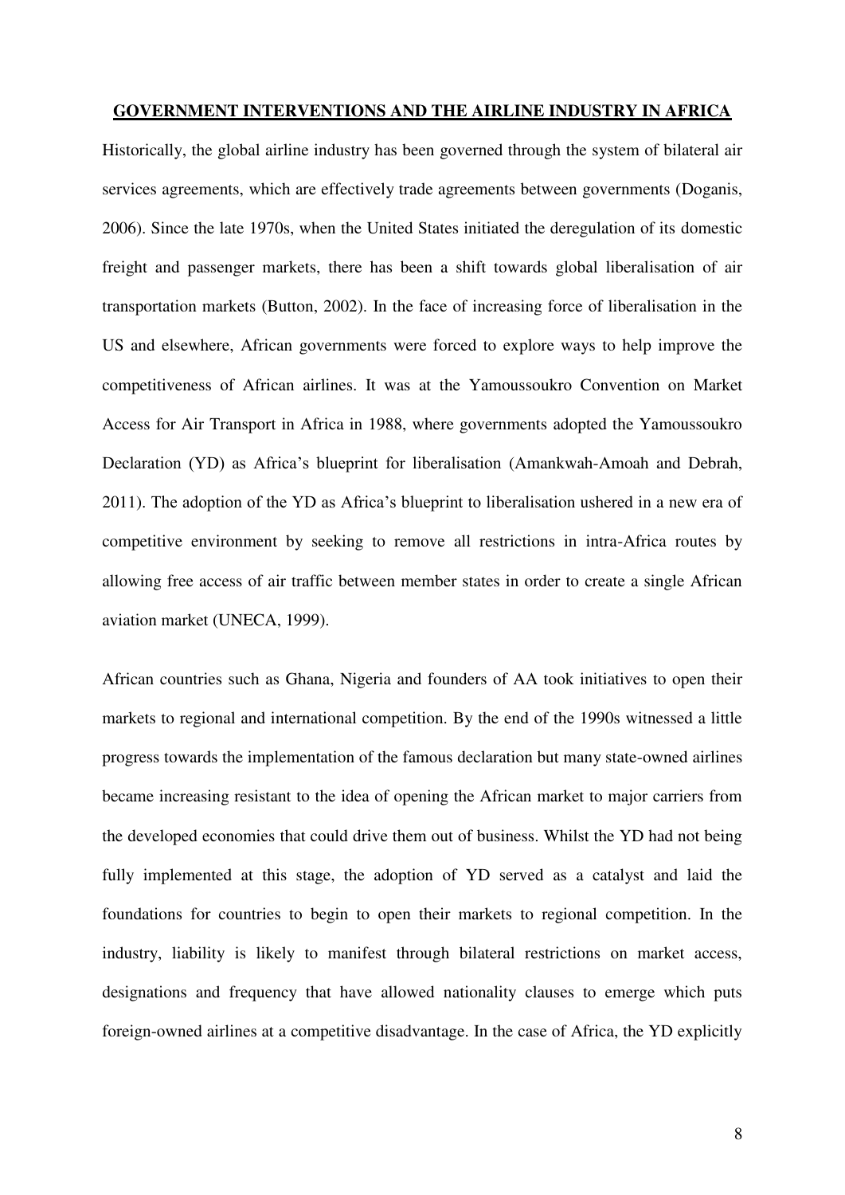**GOVERNMENT INTERVENTIONS AND THE AIRLINE INDUSTRY IN AFRICA**

Historically, the global airline industry has been governed through the system of bilateral air services agreements, which are effectively trade agreements between governments (Doganis, 2006). Since the late 1970s, when the United States initiated the deregulation of its domestic freight and passenger markets, there has been a shift towards global liberalisation of air transportation markets (Button, 2002). In the face of increasing force of liberalisation in the US and elsewhere, African governments were forced to explore ways to help improve the competitiveness of African airlines. It was at the Yamoussoukro Convention on Market Access for Air Transport in Africa in 1988, where governments adopted the Yamoussoukro Declaration (YD) as Africa's blueprint for liberalisation (Amankwah-Amoah and Debrah, 2011). The adoption of the YD as Africa's blueprint to liberalisation ushered in a new era of competitive environment by seeking to remove all restrictions in intra-Africa routes by allowing free access of air traffic between member states in order to create a single African aviation market (UNECA, 1999).

African countries such as Ghana, Nigeria and founders of AA took initiatives to open their markets to regional and international competition. By the end of the 1990s witnessed a little progress towards the implementation of the famous declaration but many state-owned airlines became increasing resistant to the idea of opening the African market to major carriers from the developed economies that could drive them out of business. Whilst the YD had not being fully implemented at this stage, the adoption of YD served as a catalyst and laid the foundations for countries to begin to open their markets to regional competition. In the industry, liability is likely to manifest through bilateral restrictions on market access, designations and frequency that have allowed nationality clauses to emerge which puts foreign-owned airlines at a competitive disadvantage. In the case of Africa, the YD explicitly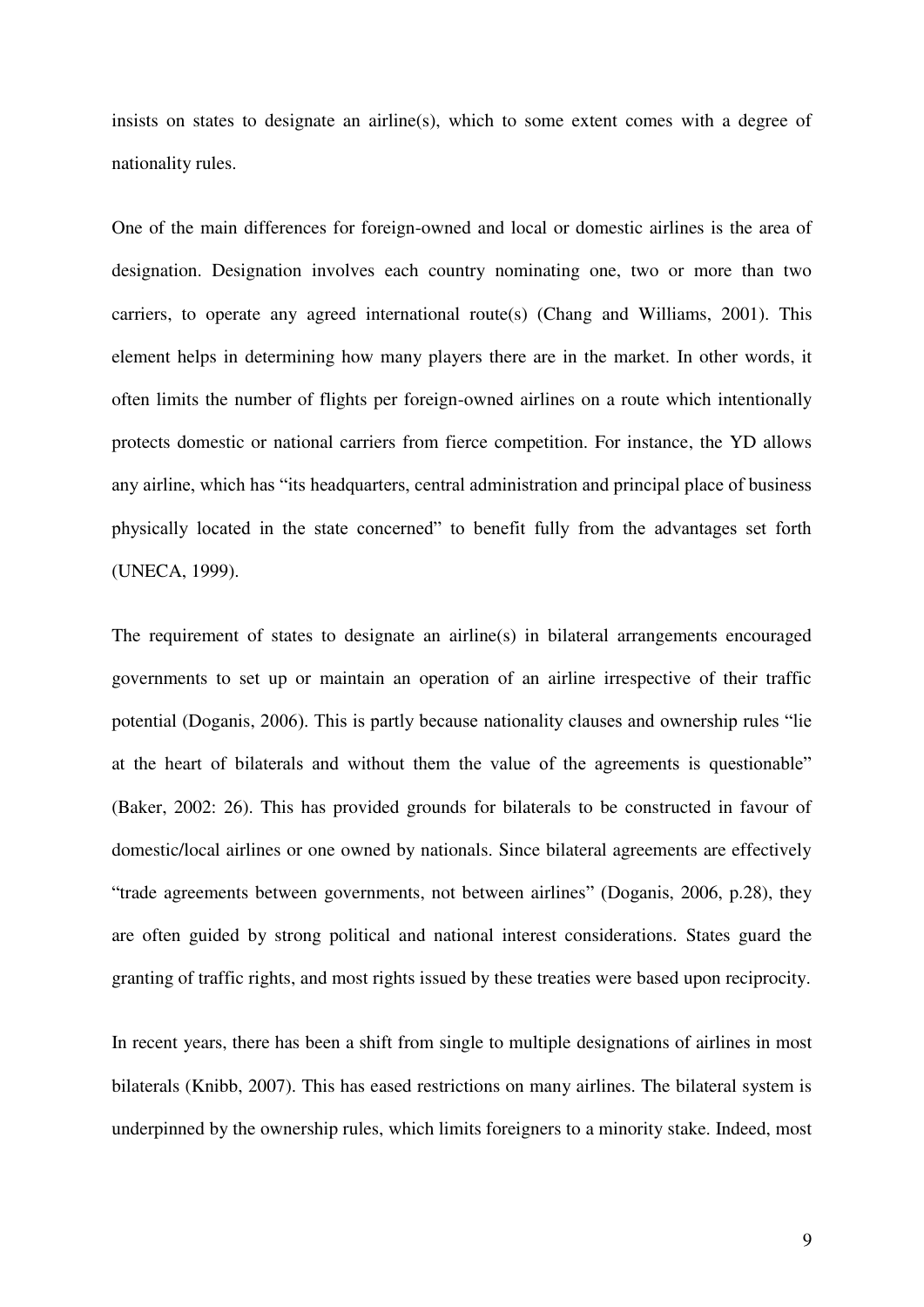insists on states to designate an airline(s), which to some extent comes with a degree of nationality rules.

One of the main differences for foreign-owned and local or domestic airlines is the area of designation. Designation involves each country nominating one, two or more than two carriers, to operate any agreed international route(s) (Chang and Williams, 2001). This element helps in determining how many players there are in the market. In other words, it often limits the number of flights per foreign-owned airlines on a route which intentionally protects domestic or national carriers from fierce competition. For instance, the YD allows any airline, which has "its headquarters, central administration and principal place of business physically located in the state concerned" to benefit fully from the advantages set forth (UNECA, 1999).

The requirement of states to designate an airline(s) in bilateral arrangements encouraged governments to set up or maintain an operation of an airline irrespective of their traffic potential (Doganis, 2006). This is partly because nationality clauses and ownership rules "lie at the heart of bilaterals and without them the value of the agreements is questionable" (Baker, 2002: 26). This has provided grounds for bilaterals to be constructed in favour of domestic/local airlines or one owned by nationals. Since bilateral agreements are effectively "trade agreements between governments, not between airlines" (Doganis, 2006, p.28), they are often guided by strong political and national interest considerations. States guard the granting of traffic rights, and most rights issued by these treaties were based upon reciprocity.

In recent years, there has been a shift from single to multiple designations of airlines in most bilaterals (Knibb, 2007). This has eased restrictions on many airlines. The bilateral system is underpinned by the ownership rules, which limits foreigners to a minority stake. Indeed, most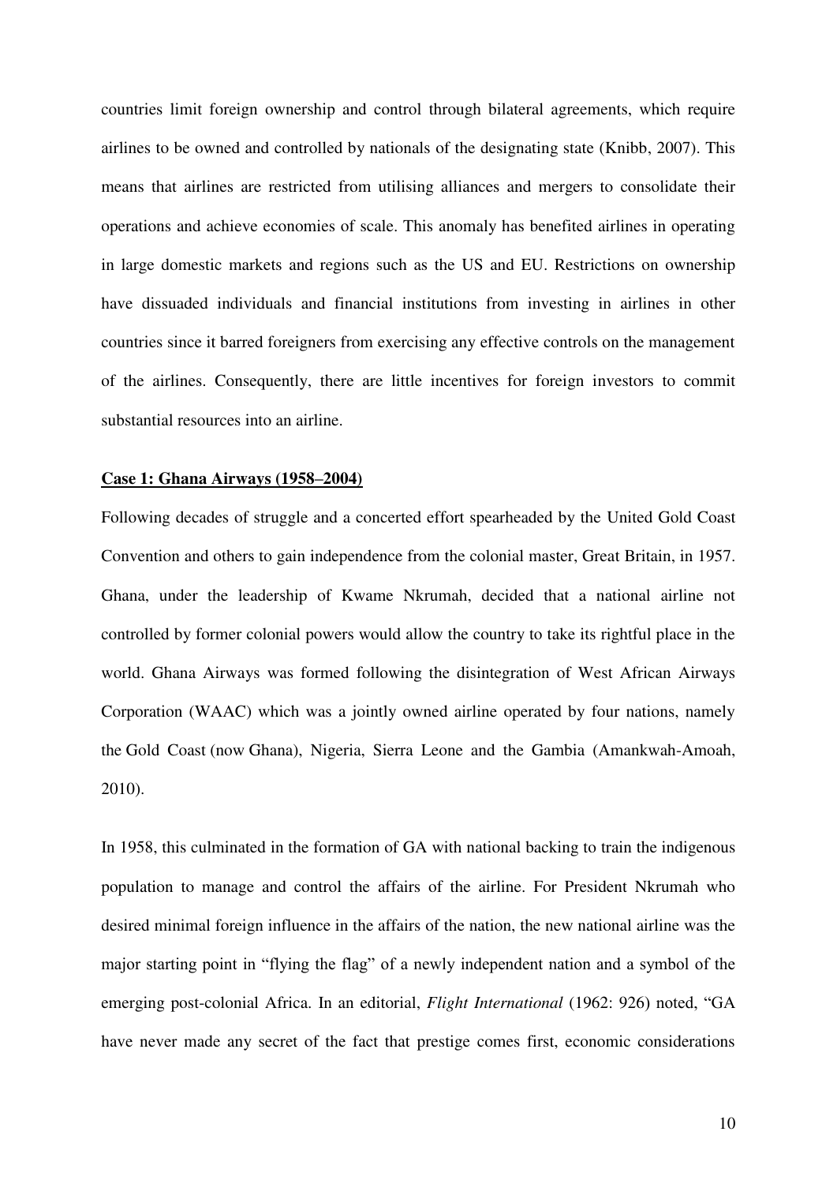countries limit foreign ownership and control through bilateral agreements, which require airlines to be owned and controlled by nationals of the designating state (Knibb, 2007). This means that airlines are restricted from utilising alliances and mergers to consolidate their operations and achieve economies of scale. This anomaly has benefited airlines in operating in large domestic markets and regions such as the US and EU. Restrictions on ownership have dissuaded individuals and financial institutions from investing in airlines in other countries since it barred foreigners from exercising any effective controls on the management of the airlines. Consequently, there are little incentives for foreign investors to commit substantial resources into an airline.

**Case 1: Ghana Airways (1958–2004)**

Following decades of struggle and a concerted effort spearheaded by the United Gold Coast Convention and others to gain independence from the colonial master, Great Britain, in 1957. Ghana, under the leadership of Kwame Nkrumah, decided that a national airline not controlled by former colonial powers would allow the country to take its rightful place in the world. Ghana Airways was formed following the disintegration of West African Airways Corporation (WAAC) which was a jointly owned airline operated by four nations, namely the Gold Coast (now Ghana), Nigeria, Sierra Leone and the Gambia (Amankwah-Amoah, 2010).

In 1958, this culminated in the formation of GA with national backing to train the indigenous population to manage and control the affairs of the airline. For President Nkrumah who desired minimal foreign influence in the affairs of the nation, the new national airline was the major starting point in "flying the flag" of a newly independent nation and a symbol of the emerging post-colonial Africa. In an editorial, *Flight International* (1962: 926) noted, "GA have never made any secret of the fact that prestige comes first, economic considerations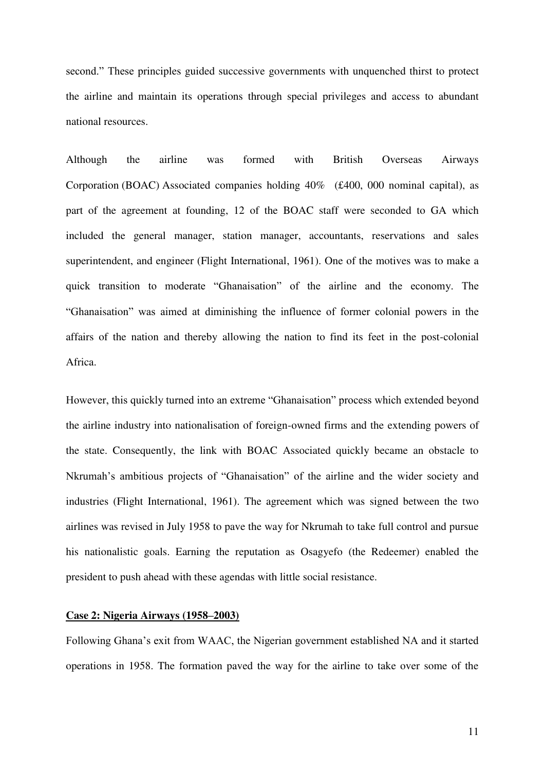second." These principles guided successive governments with unquenched thirst to protect the airline and maintain its operations through special privileges and access to abundant national resources.

Although the airline was formed with British Overseas Airways Corporation (BOAC) Associated companies holding 40% (£400, 000 nominal capital), as part of the agreement at founding, 12 of the BOAC staff were seconded to GA which included the general manager, station manager, accountants, reservations and sales superintendent, and engineer (Flight International, 1961). One of the motives was to make a quick transition to moderate "Ghanaisation" of the airline and the economy. The "Ghanaisation" was aimed at diminishing the influence of former colonial powers in the affairs of the nation and thereby allowing the nation to find its feet in the post-colonial Africa.

However, this quickly turned into an extreme "Ghanaisation" process which extended beyond the airline industry into nationalisation of foreign-owned firms and the extending powers of the state. Consequently, the link with BOAC Associated quickly became an obstacle to Nkrumah's ambitious projects of "Ghanaisation" of the airline and the wider society and industries (Flight International, 1961). The agreement which was signed between the two airlines was revised in July 1958 to pave the way for Nkrumah to take full control and pursue his nationalistic goals. Earning the reputation as Osagyefo (the Redeemer) enabled the president to push ahead with these agendas with little social resistance.

**Case 2: Nigeria Airways (1958–2003)**

Following Ghana's exit from WAAC, the Nigerian government established NA and it started operations in 1958. The formation paved the way for the airline to take over some of the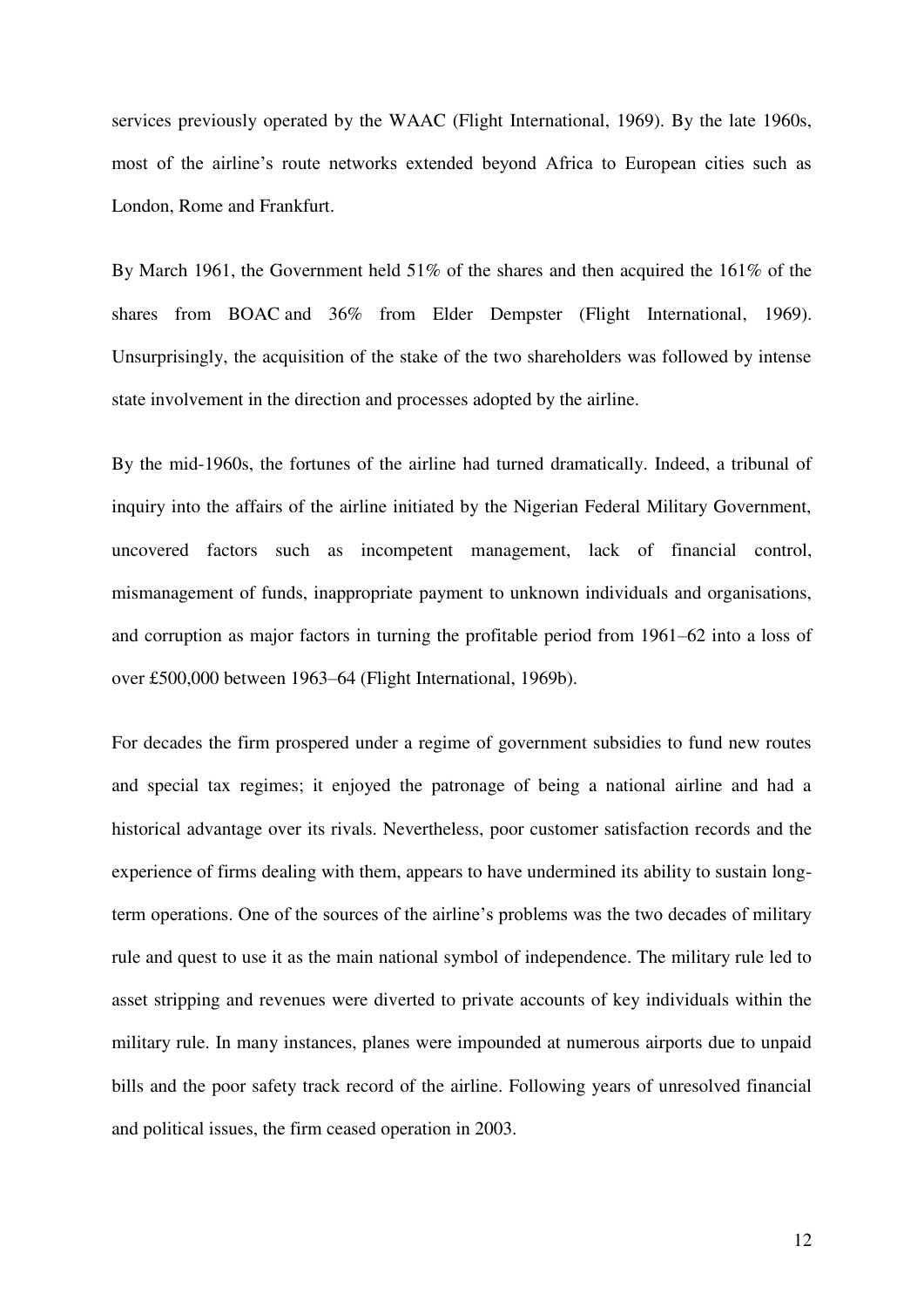services previously operated by the WAAC (Flight International, 1969). By the late 1960s, most of the airline's route networks extended beyond Africa to European cities such as London, Rome and Frankfurt.

By March 1961, the Government held 51% of the shares and then acquired the 161% of the shares from BOAC and 36% from Elder Dempster (Flight International, 1969). Unsurprisingly, the acquisition of the stake of the two shareholders was followed by intense state involvement in the direction and processes adopted by the airline.

By the mid-1960s, the fortunes of the airline had turned dramatically. Indeed, a tribunal of inquiry into the affairs of the airline initiated by the Nigerian Federal Military Government, uncovered factors such as incompetent management, lack of financial control, mismanagement of funds, inappropriate payment to unknown individuals and organisations, and corruption as major factors in turning the profitable period from 1961–62 into a loss of over £500,000 between 1963–64 (Flight International, 1969b).

For decades the firm prospered under a regime of government subsidies to fund new routes and special tax regimes; it enjoyed the patronage of being a national airline and had a historical advantage over its rivals. Nevertheless, poor customer satisfaction records and the experience of firms dealing with them, appears to have undermined its ability to sustain long-term operations. One of the sources of the airline's problems was the two decades of military rule and quest to use it as the main national symbol of independence. The military rule led to asset stripping and revenues were diverted to private accounts of key individuals within the military rule. In many instances, planes were impounded at numerous airports due to unpaid bills and the poor safety track record of the airline. Following years of unresolved financial and political issues, the firm ceased operation in 2003.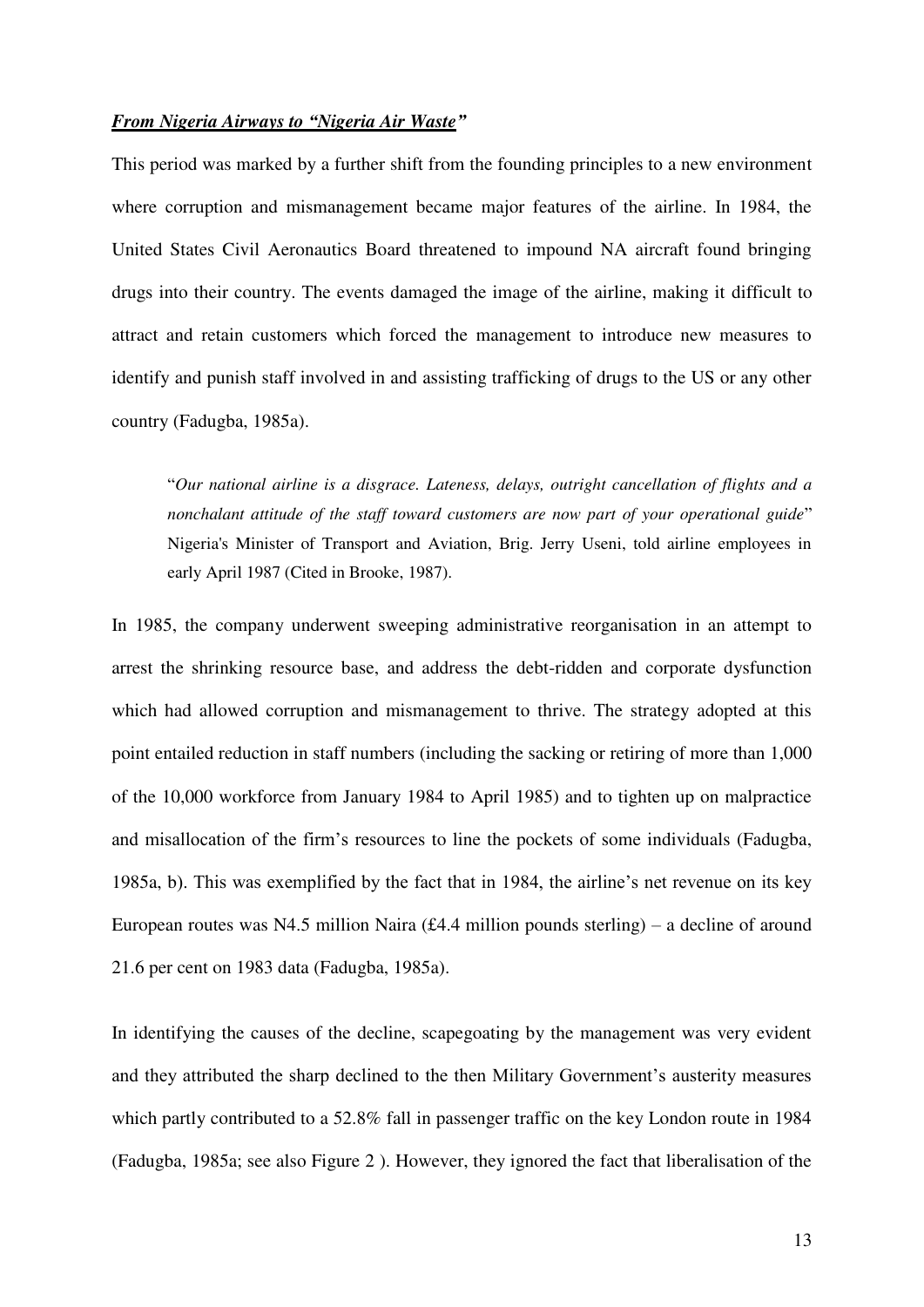***From Nigeria Airways to "Nigeria Air Waste"***

This period was marked by a further shift from the founding principles to a new environment where corruption and mismanagement became major features of the airline. In 1984, the United States Civil Aeronautics Board threatened to impound NA aircraft found bringing drugs into their country. The events damaged the image of the airline, making it difficult to attract and retain customers which forced the management to introduce new measures to identify and punish staff involved in and assisting trafficking of drugs to the US or any other country (Fadugba, 1985a).

> "*Our national airline is a disgrace. Lateness, delays, outright cancellation of flights and a nonchalant attitude of the staff toward customers are now part of your operational guide*" Nigeria's Minister of Transport and Aviation, Brig. Jerry Useni, told airline employees in early April 1987 (Cited in Brooke, 1987).

In 1985, the company underwent sweeping administrative reorganisation in an attempt to arrest the shrinking resource base, and address the debt-ridden and corporate dysfunction which had allowed corruption and mismanagement to thrive. The strategy adopted at this point entailed reduction in staff numbers (including the sacking or retiring of more than 1,000 of the 10,000 workforce from January 1984 to April 1985) and to tighten up on malpractice and misallocation of the firm's resources to line the pockets of some individuals (Fadugba, 1985a, b). This was exemplified by the fact that in 1984, the airline's net revenue on its key European routes was N4.5 million Naira (£4.4 million pounds sterling) – a decline of around 21.6 per cent on 1983 data (Fadugba, 1985a).

In identifying the causes of the decline, scapegoating by the management was very evident and they attributed the sharp declined to the then Military Government's austerity measures which partly contributed to a 52.8% fall in passenger traffic on the key London route in 1984 (Fadugba, 1985a; see also Figure 2 ). However, they ignored the fact that liberalisation of the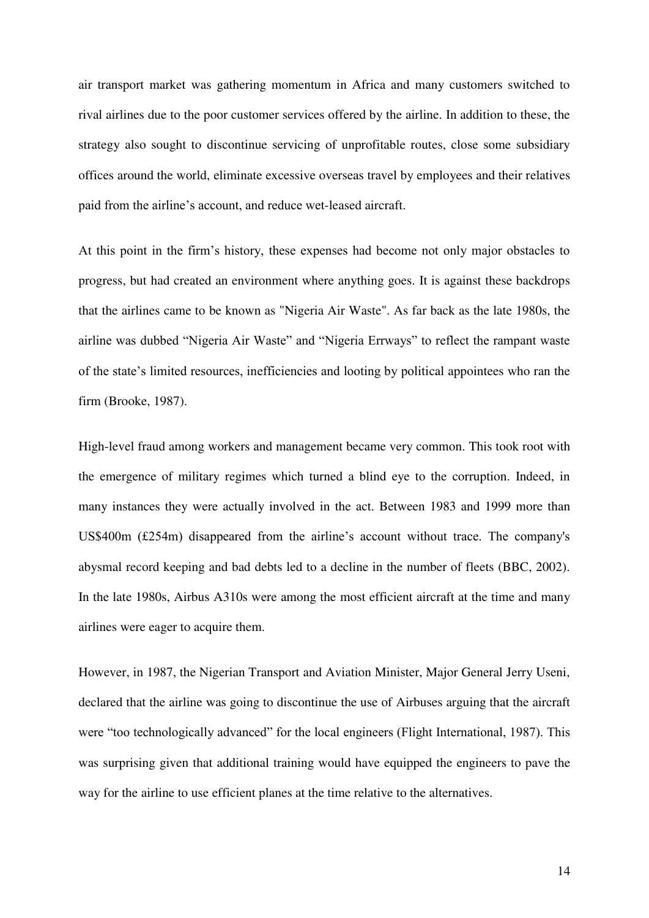air transport market was gathering momentum in Africa and many customers switched to rival airlines due to the poor customer services offered by the airline. In addition to these, the strategy also sought to discontinue servicing of unprofitable routes, close some subsidiary offices around the world, eliminate excessive overseas travel by employees and their relatives paid from the airline's account, and reduce wet-leased aircraft.

At this point in the firm's history, these expenses had become not only major obstacles to progress, but had created an environment where anything goes. It is against these backdrops that the airlines came to be known as "Nigeria Air Waste". As far back as the late 1980s, the airline was dubbed "Nigeria Air Waste" and "Nigeria Errways" to reflect the rampant waste of the state's limited resources, inefficiencies and looting by political appointees who ran the firm (Brooke, 1987).

High-level fraud among workers and management became very common. This took root with the emergence of military regimes which turned a blind eye to the corruption. Indeed, in many instances they were actually involved in the act. Between 1983 and 1999 more than US$400m (£254m) disappeared from the airline's account without trace. The company's abysmal record keeping and bad debts led to a decline in the number of fleets (BBC, 2002). In the late 1980s, Airbus A310s were among the most efficient aircraft at the time and many airlines were eager to acquire them.

However, in 1987, the Nigerian Transport and Aviation Minister, Major General Jerry Useni, declared that the airline was going to discontinue the use of Airbuses arguing that the aircraft were "too technologically advanced" for the local engineers (Flight International, 1987). This was surprising given that additional training would have equipped the engineers to pave the way for the airline to use efficient planes at the time relative to the alternatives.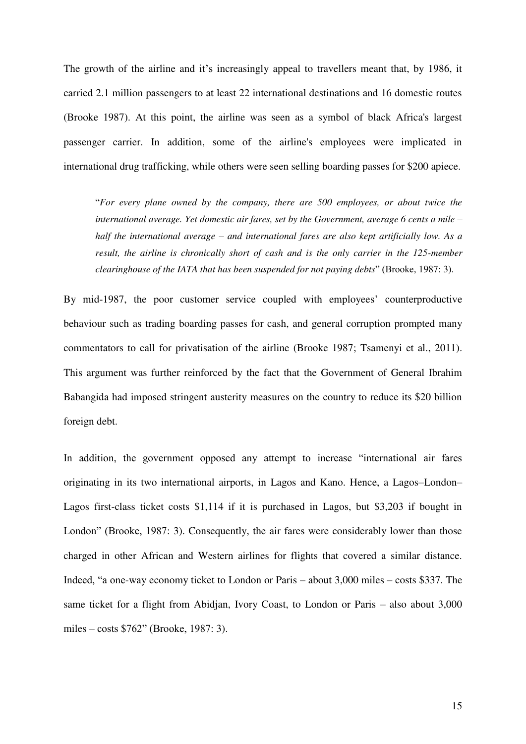The growth of the airline and it's increasingly appeal to travellers meant that, by 1986, it carried 2.1 million passengers to at least 22 international destinations and 16 domestic routes (Brooke 1987). At this point, the airline was seen as a symbol of black Africa's largest passenger carrier. In addition, some of the airline's employees were implicated in international drug trafficking, while others were seen selling boarding passes for $200 apiece.

> "*For every plane owned by the company, there are 500 employees, or about twice the international average. Yet domestic air fares, set by the Government, average 6 cents a mile – half the international average – and international fares are also kept artificially low. As a result, the airline is chronically short of cash and is the only carrier in the 125-member clearinghouse of the IATA that has been suspended for not paying debts*" (Brooke, 1987: 3).

By mid-1987, the poor customer service coupled with employees' counterproductive behaviour such as trading boarding passes for cash, and general corruption prompted many commentators to call for privatisation of the airline (Brooke 1987; Tsamenyi et al., 2011). This argument was further reinforced by the fact that the Government of General Ibrahim Babangida had imposed stringent austerity measures on the country to reduce its $20 billion foreign debt.

In addition, the government opposed any attempt to increase "international air fares originating in its two international airports, in Lagos and Kano. Hence, a Lagos–London–Lagos first-class ticket costs $1,114 if it is purchased in Lagos, but $3,203 if bought in London" (Brooke, 1987: 3). Consequently, the air fares were considerably lower than those charged in other African and Western airlines for flights that covered a similar distance. Indeed, "a one-way economy ticket to London or Paris – about 3,000 miles – costs $337. The same ticket for a flight from Abidjan, Ivory Coast, to London or Paris – also about 3,000 miles – costs $762" (Brooke, 1987: 3).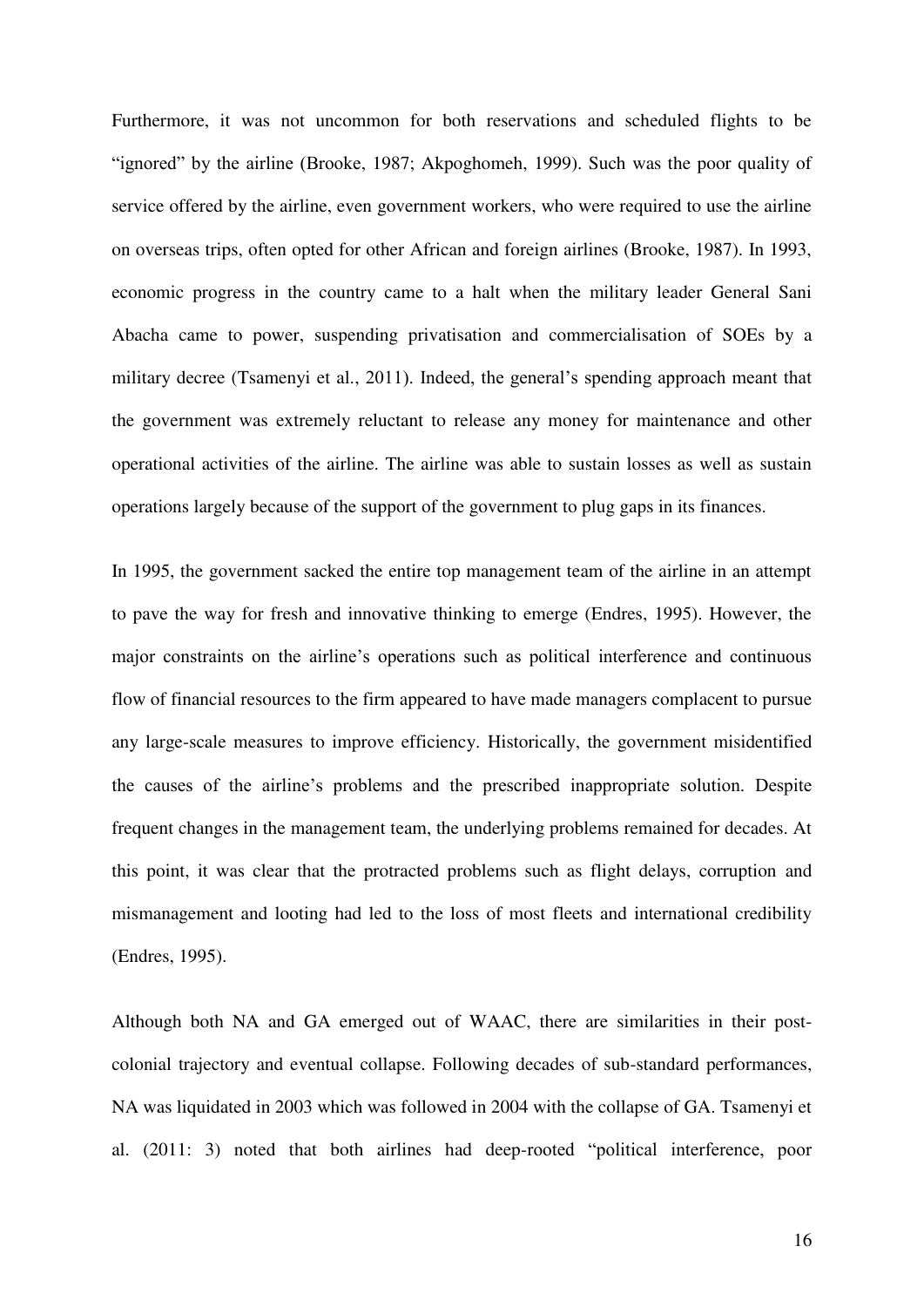Furthermore, it was not uncommon for both reservations and scheduled flights to be "ignored" by the airline (Brooke, 1987; Akpoghomeh, 1999). Such was the poor quality of service offered by the airline, even government workers, who were required to use the airline on overseas trips, often opted for other African and foreign airlines (Brooke, 1987). In 1993, economic progress in the country came to a halt when the military leader General Sani Abacha came to power, suspending privatisation and commercialisation of SOEs by a military decree (Tsamenyi et al., 2011). Indeed, the general's spending approach meant that the government was extremely reluctant to release any money for maintenance and other operational activities of the airline. The airline was able to sustain losses as well as sustain operations largely because of the support of the government to plug gaps in its finances.

In 1995, the government sacked the entire top management team of the airline in an attempt to pave the way for fresh and innovative thinking to emerge (Endres, 1995). However, the major constraints on the airline's operations such as political interference and continuous flow of financial resources to the firm appeared to have made managers complacent to pursue any large-scale measures to improve efficiency. Historically, the government misidentified the causes of the airline's problems and the prescribed inappropriate solution. Despite frequent changes in the management team, the underlying problems remained for decades. At this point, it was clear that the protracted problems such as flight delays, corruption and mismanagement and looting had led to the loss of most fleets and international credibility (Endres, 1995).

Although both NA and GA emerged out of WAAC, there are similarities in their post-colonial trajectory and eventual collapse. Following decades of sub-standard performances, NA was liquidated in 2003 which was followed in 2004 with the collapse of GA. Tsamenyi et al. (2011: 3) noted that both airlines had deep-rooted "political interference, poor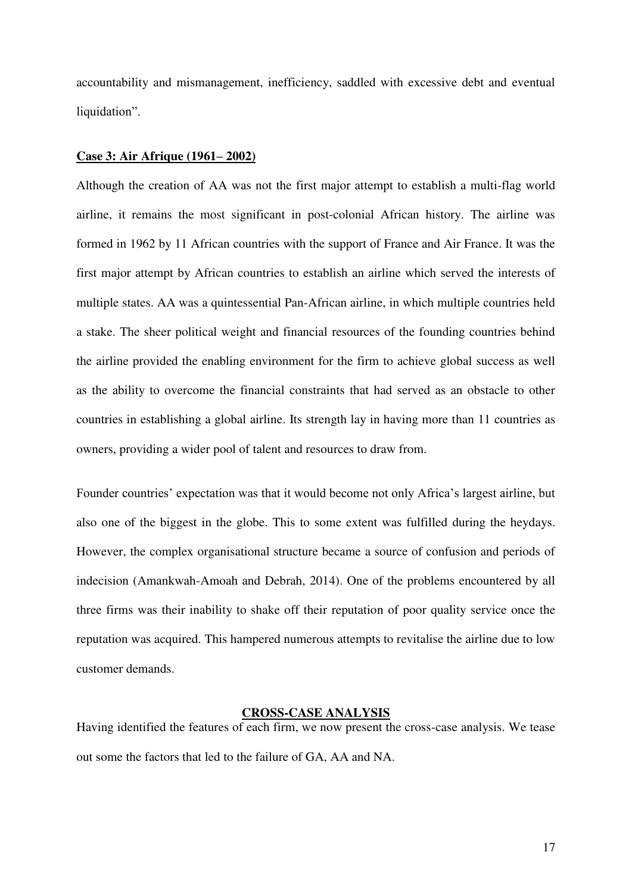accountability and mismanagement, inefficiency, saddled with excessive debt and eventual liquidation".

**Case 3: Air Afrique (1961– 2002)**

Although the creation of AA was not the first major attempt to establish a multi-flag world airline, it remains the most significant in post-colonial African history. The airline was formed in 1962 by 11 African countries with the support of France and Air France. It was the first major attempt by African countries to establish an airline which served the interests of multiple states. AA was a quintessential Pan-African airline, in which multiple countries held a stake. The sheer political weight and financial resources of the founding countries behind the airline provided the enabling environment for the firm to achieve global success as well as the ability to overcome the financial constraints that had served as an obstacle to other countries in establishing a global airline. Its strength lay in having more than 11 countries as owners, providing a wider pool of talent and resources to draw from.

Founder countries' expectation was that it would become not only Africa's largest airline, but also one of the biggest in the globe. This to some extent was fulfilled during the heydays. However, the complex organisational structure became a source of confusion and periods of indecision (Amankwah-Amoah and Debrah, 2014). One of the problems encountered by all three firms was their inability to shake off their reputation of poor quality service once the reputation was acquired. This hampered numerous attempts to revitalise the airline due to low customer demands.

## CROSS-CASE ANALYSIS

Having identified the features of each firm, we now present the cross-case analysis. We tease out some the factors that led to the failure of GA, AA and NA.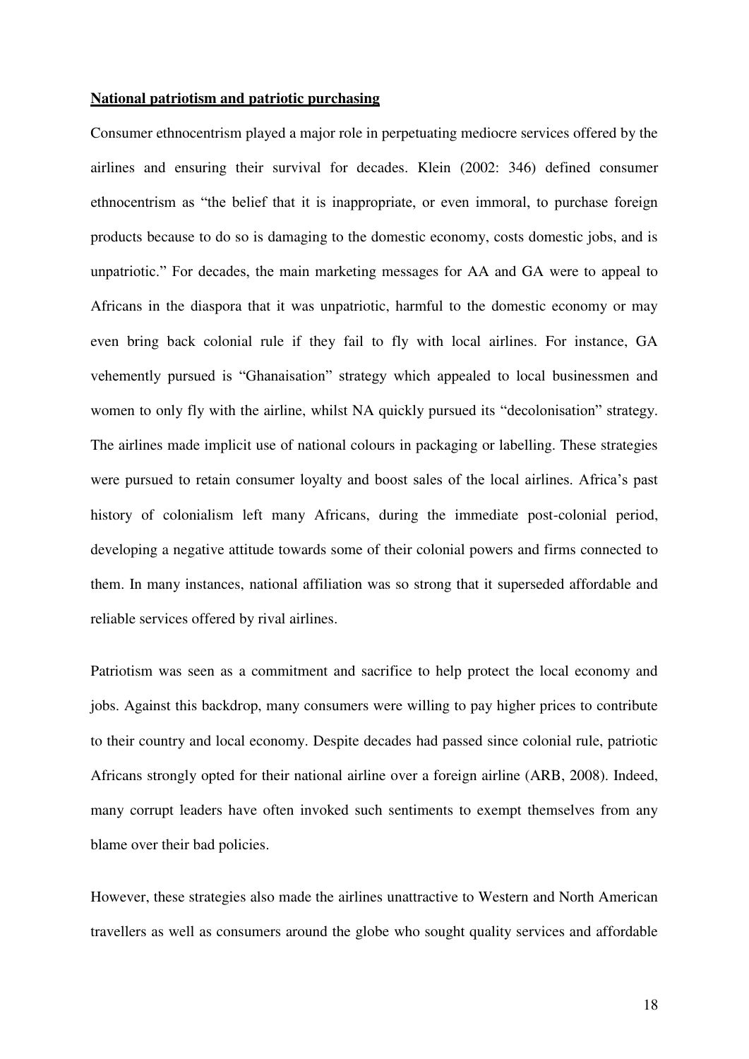**National patriotism and patriotic purchasing**

Consumer ethnocentrism played a major role in perpetuating mediocre services offered by the airlines and ensuring their survival for decades. Klein (2002: 346) defined consumer ethnocentrism as "the belief that it is inappropriate, or even immoral, to purchase foreign products because to do so is damaging to the domestic economy, costs domestic jobs, and is unpatriotic." For decades, the main marketing messages for AA and GA were to appeal to Africans in the diaspora that it was unpatriotic, harmful to the domestic economy or may even bring back colonial rule if they fail to fly with local airlines. For instance, GA vehemently pursued is "Ghanaisation" strategy which appealed to local businessmen and women to only fly with the airline, whilst NA quickly pursued its "decolonisation" strategy. The airlines made implicit use of national colours in packaging or labelling. These strategies were pursued to retain consumer loyalty and boost sales of the local airlines. Africa's past history of colonialism left many Africans, during the immediate post-colonial period, developing a negative attitude towards some of their colonial powers and firms connected to them. In many instances, national affiliation was so strong that it superseded affordable and reliable services offered by rival airlines.

Patriotism was seen as a commitment and sacrifice to help protect the local economy and jobs. Against this backdrop, many consumers were willing to pay higher prices to contribute to their country and local economy. Despite decades had passed since colonial rule, patriotic Africans strongly opted for their national airline over a foreign airline (ARB, 2008). Indeed, many corrupt leaders have often invoked such sentiments to exempt themselves from any blame over their bad policies.

However, these strategies also made the airlines unattractive to Western and North American travellers as well as consumers around the globe who sought quality services and affordable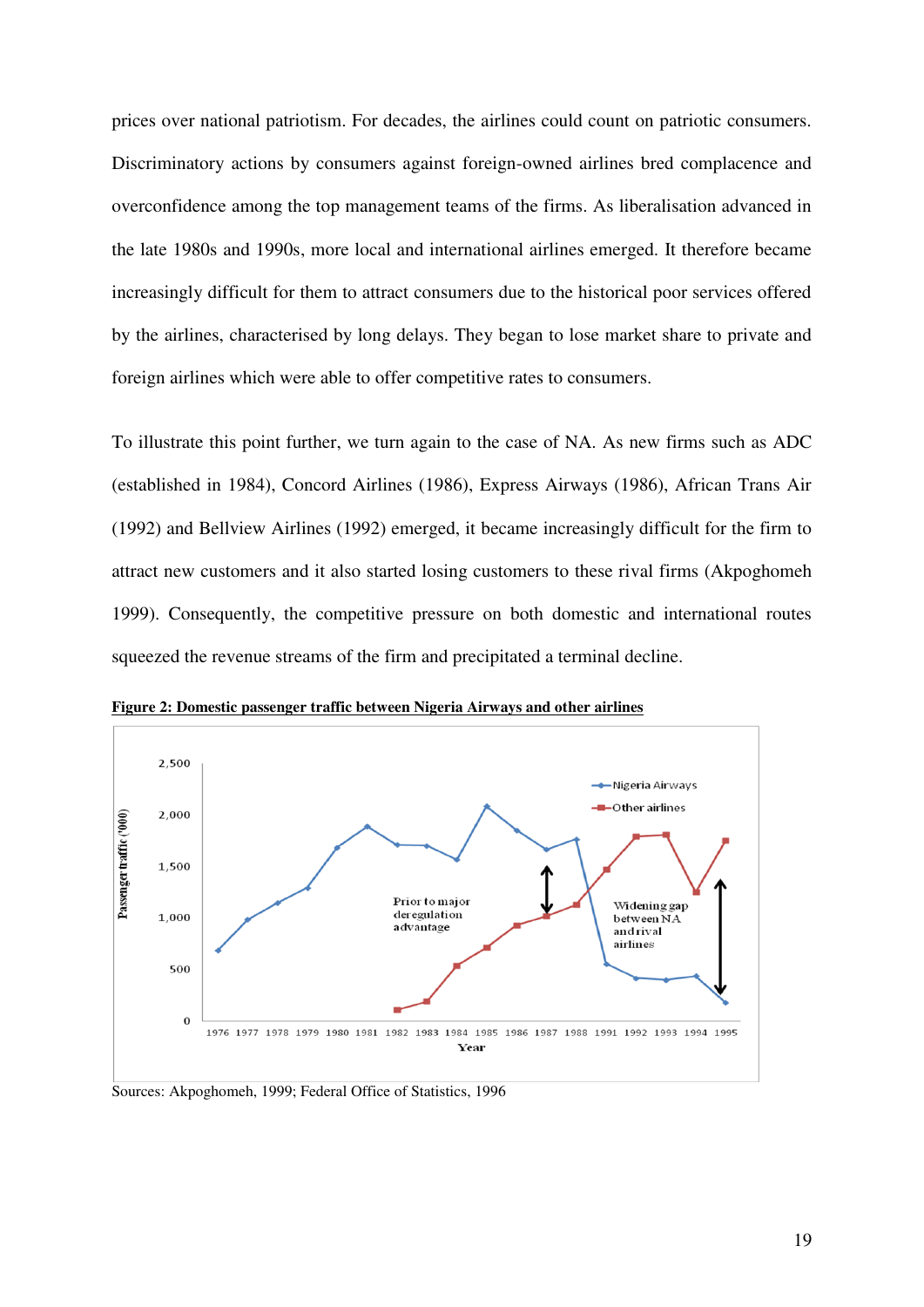prices over national patriotism. For decades, the airlines could count on patriotic consumers. Discriminatory actions by consumers against foreign-owned airlines bred complacence and overconfidence among the top management teams of the firms. As liberalisation advanced in the late 1980s and 1990s, more local and international airlines emerged. It therefore became increasingly difficult for them to attract consumers due to the historical poor services offered by the airlines, characterised by long delays. They began to lose market share to private and foreign airlines which were able to offer competitive rates to consumers.

To illustrate this point further, we turn again to the case of NA. As new firms such as ADC (established in 1984), Concord Airlines (1986), Express Airways (1986), African Trans Air (1992) and Bellview Airlines (1992) emerged, it became increasingly difficult for the firm to attract new customers and it also started losing customers to these rival firms (Akpoghomeh 1999). Consequently, the competitive pressure on both domestic and international routes squeezed the revenue streams of the firm and precipitated a terminal decline.

**Figure 2: Domestic passenger traffic between Nigeria Airways and other airlines**

Sources: Akpoghomeh, 1999; Federal Office of Statistics, 1996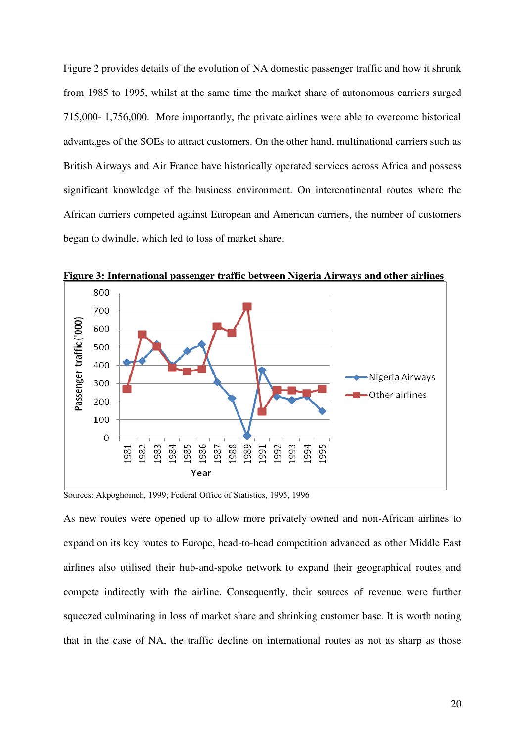Figure 2 provides details of the evolution of NA domestic passenger traffic and how it shrunk from 1985 to 1995, whilst at the same time the market share of autonomous carriers surged 715,000- 1,756,000. More importantly, the private airlines were able to overcome historical advantages of the SOEs to attract customers. On the other hand, multinational carriers such as British Airways and Air France have historically operated services across Africa and possess significant knowledge of the business environment. On intercontinental routes where the African carriers competed against European and American carriers, the number of customers began to dwindle, which led to loss of market share.

**Figure 3: International passenger traffic between Nigeria Airways and other airlines**

Sources: Akpoghomeh, 1999; Federal Office of Statistics, 1995, 1996

As new routes were opened up to allow more privately owned and non-African airlines to expand on its key routes to Europe, head-to-head competition advanced as other Middle East airlines also utilised their hub-and-spoke network to expand their geographical routes and compete indirectly with the airline. Consequently, their sources of revenue were further squeezed culminating in loss of market share and shrinking customer base. It is worth noting that in the case of NA, the traffic decline on international routes as not as sharp as those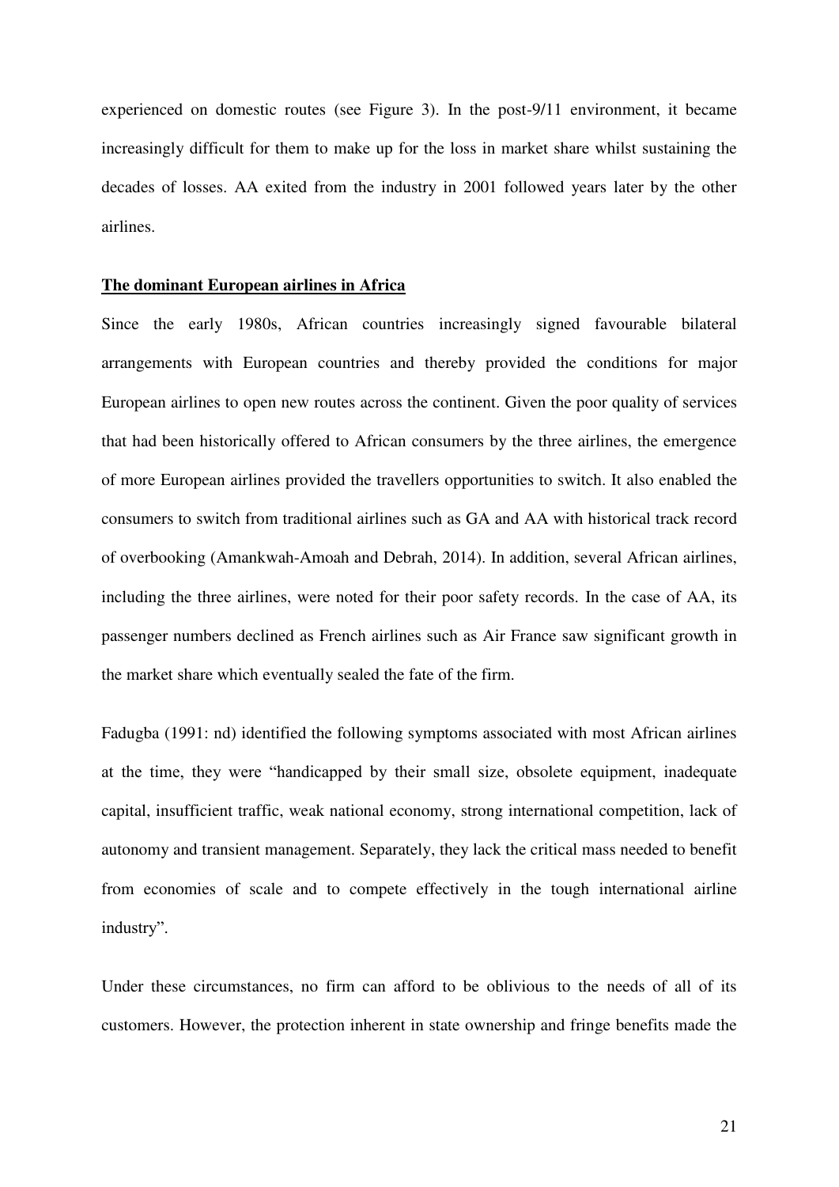experienced on domestic routes (see Figure 3). In the post-9/11 environment, it became increasingly difficult for them to make up for the loss in market share whilst sustaining the decades of losses. AA exited from the industry in 2001 followed years later by the other airlines.

**The dominant European airlines in Africa**

Since the early 1980s, African countries increasingly signed favourable bilateral arrangements with European countries and thereby provided the conditions for major European airlines to open new routes across the continent. Given the poor quality of services that had been historically offered to African consumers by the three airlines, the emergence of more European airlines provided the travellers opportunities to switch. It also enabled the consumers to switch from traditional airlines such as GA and AA with historical track record of overbooking (Amankwah-Amoah and Debrah, 2014). In addition, several African airlines, including the three airlines, were noted for their poor safety records. In the case of AA, its passenger numbers declined as French airlines such as Air France saw significant growth in the market share which eventually sealed the fate of the firm.

Fadugba (1991: nd) identified the following symptoms associated with most African airlines at the time, they were "handicapped by their small size, obsolete equipment, inadequate capital, insufficient traffic, weak national economy, strong international competition, lack of autonomy and transient management. Separately, they lack the critical mass needed to benefit from economies of scale and to compete effectively in the tough international airline industry".

Under these circumstances, no firm can afford to be oblivious to the needs of all of its customers. However, the protection inherent in state ownership and fringe benefits made the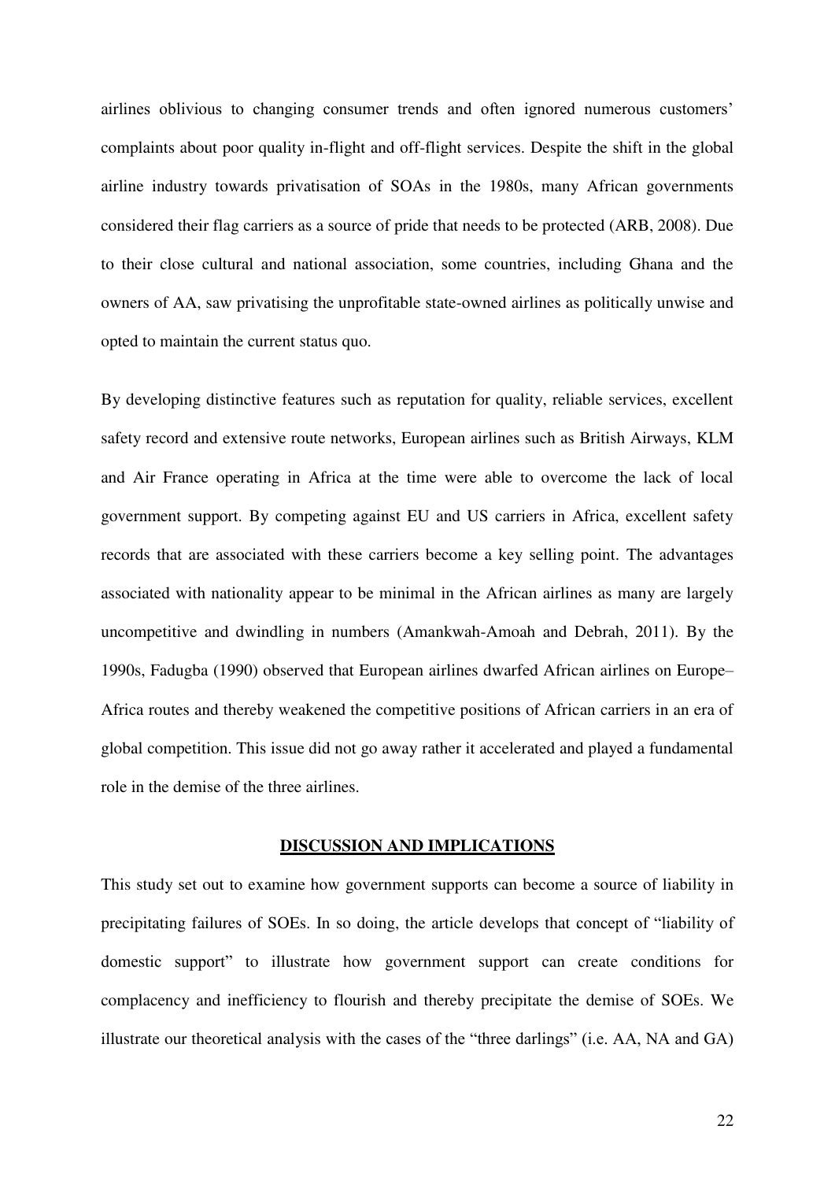airlines oblivious to changing consumer trends and often ignored numerous customers' complaints about poor quality in-flight and off-flight services. Despite the shift in the global airline industry towards privatisation of SOAs in the 1980s, many African governments considered their flag carriers as a source of pride that needs to be protected (ARB, 2008). Due to their close cultural and national association, some countries, including Ghana and the owners of AA, saw privatising the unprofitable state-owned airlines as politically unwise and opted to maintain the current status quo.

By developing distinctive features such as reputation for quality, reliable services, excellent safety record and extensive route networks, European airlines such as British Airways, KLM and Air France operating in Africa at the time were able to overcome the lack of local government support. By competing against EU and US carriers in Africa, excellent safety records that are associated with these carriers become a key selling point. The advantages associated with nationality appear to be minimal in the African airlines as many are largely uncompetitive and dwindling in numbers (Amankwah-Amoah and Debrah, 2011). By the 1990s, Fadugba (1990) observed that European airlines dwarfed African airlines on Europe–Africa routes and thereby weakened the competitive positions of African carriers in an era of global competition. This issue did not go away rather it accelerated and played a fundamental role in the demise of the three airlines.

## DISCUSSION AND IMPLICATIONS

This study set out to examine how government supports can become a source of liability in precipitating failures of SOEs. In so doing, the article develops that concept of "liability of domestic support" to illustrate how government support can create conditions for complacency and inefficiency to flourish and thereby precipitate the demise of SOEs. We illustrate our theoretical analysis with the cases of the "three darlings" (i.e. AA, NA and GA)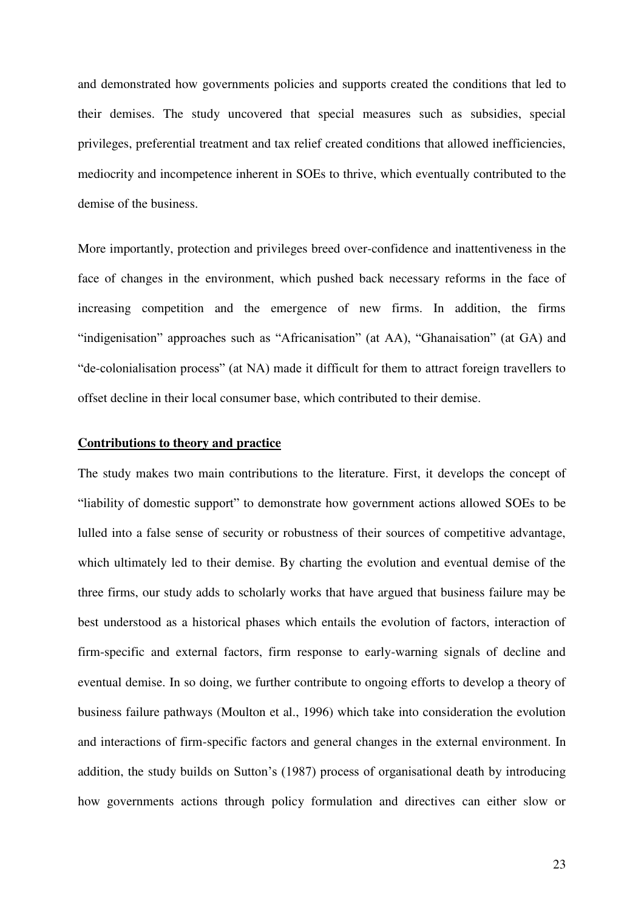and demonstrated how governments policies and supports created the conditions that led to their demises. The study uncovered that special measures such as subsidies, special privileges, preferential treatment and tax relief created conditions that allowed inefficiencies, mediocrity and incompetence inherent in SOEs to thrive, which eventually contributed to the demise of the business.

More importantly, protection and privileges breed over-confidence and inattentiveness in the face of changes in the environment, which pushed back necessary reforms in the face of increasing competition and the emergence of new firms. In addition, the firms "indigenisation" approaches such as "Africanisation" (at AA), "Ghanaisation" (at GA) and "de-colonialisation process" (at NA) made it difficult for them to attract foreign travellers to offset decline in their local consumer base, which contributed to their demise.

## Contributions to theory and practice

The study makes two main contributions to the literature. First, it develops the concept of "liability of domestic support" to demonstrate how government actions allowed SOEs to be lulled into a false sense of security or robustness of their sources of competitive advantage, which ultimately led to their demise. By charting the evolution and eventual demise of the three firms, our study adds to scholarly works that have argued that business failure may be best understood as a historical phases which entails the evolution of factors, interaction of firm-specific and external factors, firm response to early-warning signals of decline and eventual demise. In so doing, we further contribute to ongoing efforts to develop a theory of business failure pathways (Moulton et al., 1996) which take into consideration the evolution and interactions of firm-specific factors and general changes in the external environment. In addition, the study builds on Sutton's (1987) process of organisational death by introducing how governments actions through policy formulation and directives can either slow or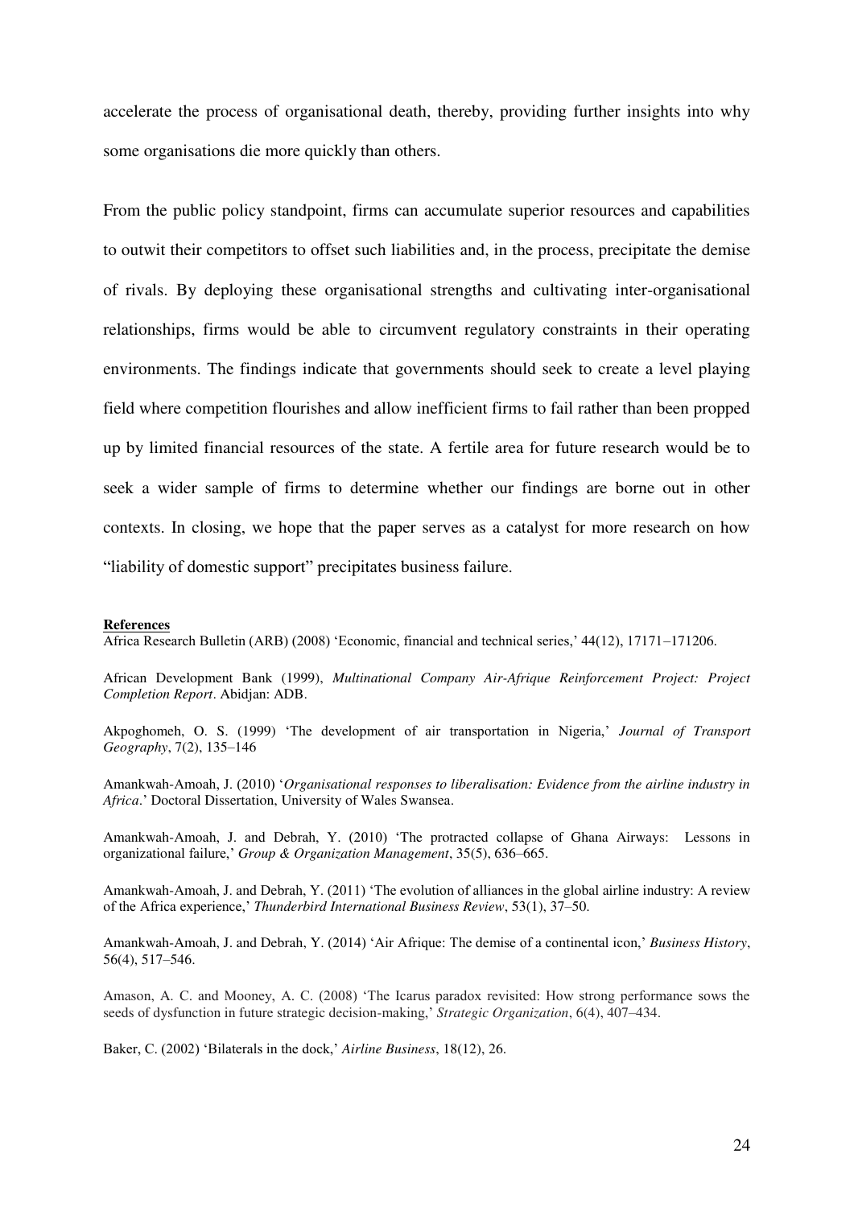accelerate the process of organisational death, thereby, providing further insights into why some organisations die more quickly than others.

From the public policy standpoint, firms can accumulate superior resources and capabilities to outwit their competitors to offset such liabilities and, in the process, precipitate the demise of rivals. By deploying these organisational strengths and cultivating inter-organisational relationships, firms would be able to circumvent regulatory constraints in their operating environments. The findings indicate that governments should seek to create a level playing field where competition flourishes and allow inefficient firms to fail rather than been propped up by limited financial resources of the state. A fertile area for future research would be to seek a wider sample of firms to determine whether our findings are borne out in other contexts. In closing, we hope that the paper serves as a catalyst for more research on how "liability of domestic support" precipitates business failure.

**References**

Africa Research Bulletin (ARB) (2008) 'Economic, financial and technical series,' 44(12), 17171–171206.

African Development Bank (1999), *Multinational Company Air-Afrique Reinforcement Project: Project Completion Report*. Abidjan: ADB.

Akpoghomeh, O. S. (1999) 'The development of air transportation in Nigeria,' *Journal of Transport Geography*, 7(2), 135–146

Amankwah-Amoah, J. (2010) '*Organisational responses to liberalisation: Evidence from the airline industry in Africa*.' Doctoral Dissertation, University of Wales Swansea.

Amankwah-Amoah, J. and Debrah, Y. (2010) 'The protracted collapse of Ghana Airways: Lessons in organizational failure,' *Group & Organization Management*, 35(5), 636–665.

Amankwah-Amoah, J. and Debrah, Y. (2011) 'The evolution of alliances in the global airline industry: A review of the Africa experience,' *Thunderbird International Business Review*, 53(1), 37–50.

Amankwah-Amoah, J. and Debrah, Y. (2014) 'Air Afrique: The demise of a continental icon,' *Business History*, 56(4), 517–546.

Amason, A. C. and Mooney, A. C. (2008) 'The Icarus paradox revisited: How strong performance sows the seeds of dysfunction in future strategic decision-making,' *Strategic Organization*, 6(4), 407–434.

Baker, C. (2002) 'Bilaterals in the dock,' *Airline Business*, 18(12), 26.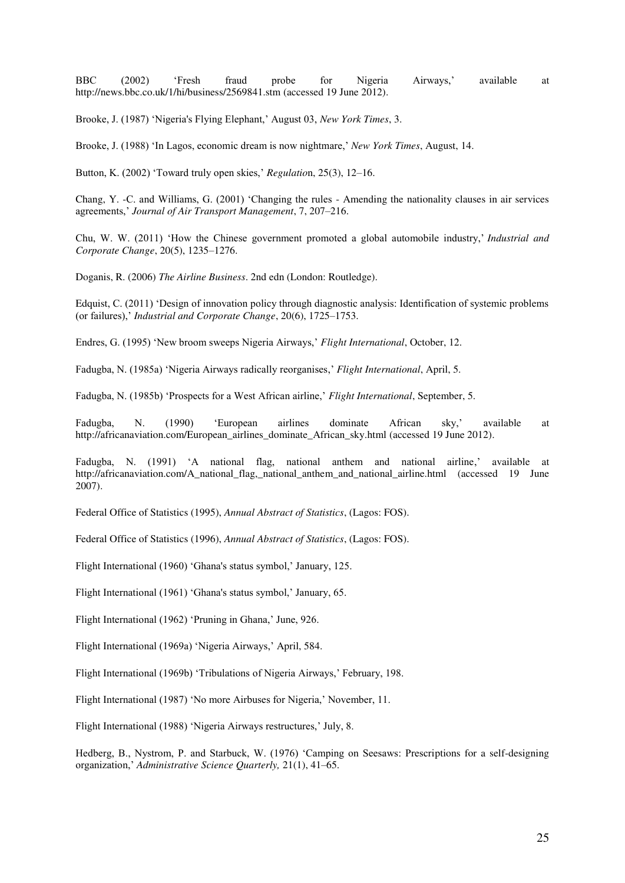BBC (2002) 'Fresh fraud probe for Nigeria Airways,' available at http://news.bbc.co.uk/1/hi/business/2569841.stm (accessed 19 June 2012).

Brooke, J. (1987) 'Nigeria's Flying Elephant,' August 03, *New York Times*, 3.

Brooke, J. (1988) 'In Lagos, economic dream is now nightmare,' *New York Times*, August, 14.

Button, K. (2002) 'Toward truly open skies,' *Regulatio*n, 25(3), 12–16.

Chang, Y. -C. and Williams, G. (2001) 'Changing the rules - Amending the nationality clauses in air services agreements,' *Journal of Air Transport Management*, 7, 207–216.

Chu, W. W. (2011) 'How the Chinese government promoted a global automobile industry,' *Industrial and Corporate Change*, 20(5), 1235–1276.

Doganis, R. (2006) *The Airline Business*. 2nd edn (London: Routledge).

Edquist, C. (2011) 'Design of innovation policy through diagnostic analysis: Identification of systemic problems (or failures),' *Industrial and Corporate Change*, 20(6), 1725–1753.

Endres, G. (1995) 'New broom sweeps Nigeria Airways,' *Flight International*, October, 12.

Fadugba, N. (1985a) 'Nigeria Airways radically reorganises,' *Flight International*, April, 5.

Fadugba, N. (1985b) 'Prospects for a West African airline,' *Flight International*, September, 5.

Fadugba, N. (1990) 'European airlines dominate African sky,' available at http://africanaviation.com/European_airlines_dominate_African_sky.html (accessed 19 June 2012).

Fadugba, N. (1991) 'A national flag, national anthem and national airline,' available at http://africanaviation.com/A_national_flag,_national_anthem_and_national_airline.html (accessed 19 June 2007).

Federal Office of Statistics (1995), *Annual Abstract of Statistics*, (Lagos: FOS).

Federal Office of Statistics (1996), *Annual Abstract of Statistics*, (Lagos: FOS).

Flight International (1960) 'Ghana's status symbol,' January, 125.

Flight International (1961) 'Ghana's status symbol,' January, 65.

Flight International (1962) 'Pruning in Ghana,' June, 926.

Flight International (1969a) 'Nigeria Airways,' April, 584.

Flight International (1969b) 'Tribulations of Nigeria Airways,' February, 198.

Flight International (1987) 'No more Airbuses for Nigeria,' November, 11.

Flight International (1988) 'Nigeria Airways restructures,' July, 8.

Hedberg, B., Nystrom, P. and Starbuck, W. (1976) 'Camping on Seesaws: Prescriptions for a self-designing organization,' *Administrative Science Quarterly,* 21(1), 41–65.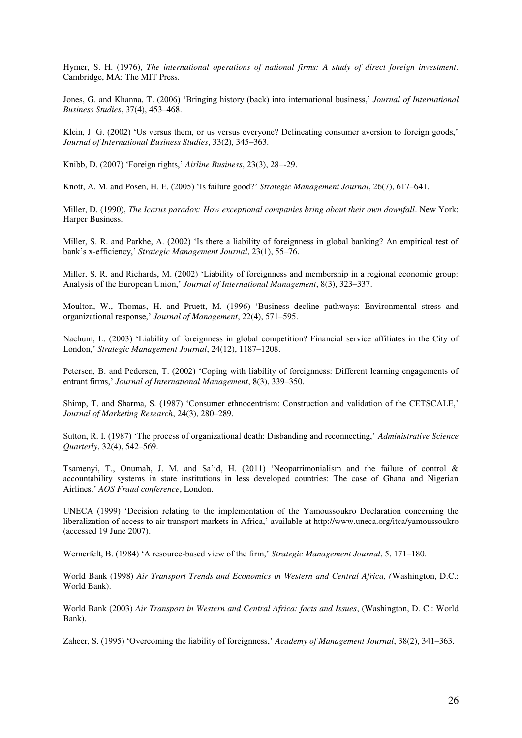Hymer, S. H. (1976), *The international operations of national firms: A study of direct foreign investment*. Cambridge, MA: The MIT Press.

Jones, G. and Khanna, T. (2006) 'Bringing history (back) into international business,' *Journal of International Business Studies*, 37(4), 453–468.

Klein, J. G. (2002) 'Us versus them, or us versus everyone? Delineating consumer aversion to foreign goods,' *Journal of International Business Studies*, 33(2), 345–363.

Knibb, D. (2007) 'Foreign rights,' *Airline Business*, 23(3), 28–-29.

Knott, A. M. and Posen, H. E. (2005) 'Is failure good?' *Strategic Management Journal*, 26(7), 617–641.

Miller, D. (1990), *The Icarus paradox: How exceptional companies bring about their own downfall*. New York: Harper Business.

Miller, S. R. and Parkhe, A. (2002) 'Is there a liability of foreignness in global banking? An empirical test of bank's x-efficiency,' *Strategic Management Journal*, 23(1), 55–76.

Miller, S. R. and Richards, M. (2002) 'Liability of foreignness and membership in a regional economic group: Analysis of the European Union,' *Journal of International Management*, 8(3), 323–337.

Moulton, W., Thomas, H. and Pruett, M. (1996) 'Business decline pathways: Environmental stress and organizational response,' *Journal of Management*, 22(4), 571–595.

Nachum, L. (2003) 'Liability of foreignness in global competition? Financial service affiliates in the City of London,' *Strategic Management Journal*, 24(12), 1187–1208.

Petersen, B. and Pedersen, T. (2002) 'Coping with liability of foreignness: Different learning engagements of entrant firms,' *Journal of International Management*, 8(3), 339–350.

Shimp, T. and Sharma, S. (1987) 'Consumer ethnocentrism: Construction and validation of the CETSCALE,' *Journal of Marketing Research*, 24(3), 280–289.

Sutton, R. I. (1987) 'The process of organizational death: Disbanding and reconnecting,' *Administrative Science Quarterly*, 32(4), 542–569.

Tsamenyi, T., Onumah, J. M. and Sa'id, H. (2011) 'Neopatrimonialism and the failure of control & accountability systems in state institutions in less developed countries: The case of Ghana and Nigerian Airlines,' *AOS Fraud conference*, London.

UNECA (1999) 'Decision relating to the implementation of the Yamoussoukro Declaration concerning the liberalization of access to air transport markets in Africa,' available at http://www.uneca.org/itca/yamoussoukro (accessed 19 June 2007).

Wernerfelt, B. (1984) 'A resource-based view of the firm,' *Strategic Management Journal*, 5, 171–180.

World Bank (1998) *Air Transport Trends and Economics in Western and Central Africa, (*Washington, D.C.: World Bank).

World Bank (2003) *Air Transport in Western and Central Africa: facts and Issues*, (Washington, D. C.: World Bank).

Zaheer, S. (1995) 'Overcoming the liability of foreignness,' *Academy of Management Journal*, 38(2), 341–363.